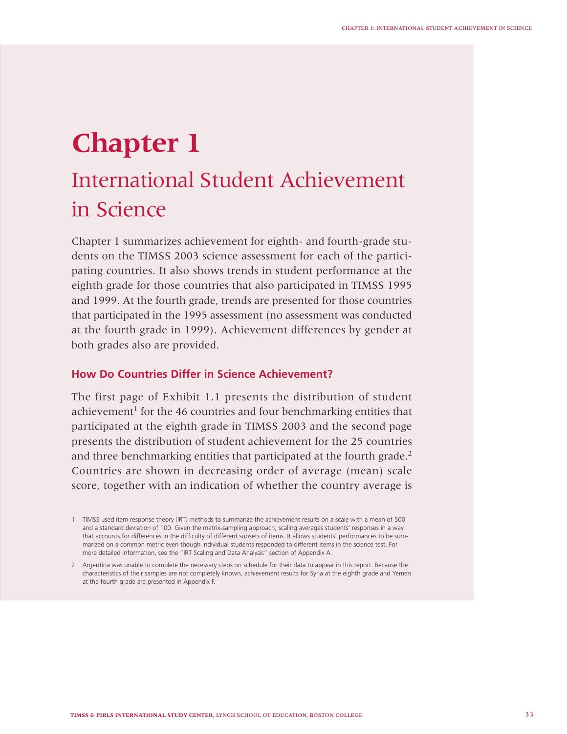# Chapter 1

## International Student Achievement in Science

Chapter 1 summarizes achievement for eighth- and fourth-grade students on the TIMSS 2003 science assessment for each of the participating countries. It also shows trends in student performance at the eighth grade for those countries that also participated in TIMSS 1995 and 1999. At the fourth grade, trends are presented for those countries that participated in the 1995 assessment (no assessment was conducted at the fourth grade in 1999). Achievement differences by gender at both grades also are provided.

### How Do Countries Differ in Science Achievement?

The first page of Exhibit 1.1 presents the distribution of student achievement[1] for the 46 countries and four benchmarking entities that participated at the eighth grade in TIMSS 2003 and the second page presents the distribution of student achievement for the 25 countries and three benchmarking entities that participated at the fourth grade.[2] Countries are shown in decreasing order of average (mean) scale score, together with an indication of whether the country average is

1 TIMSS used item response theory (IRT) methods to summarize the achievement results on a scale with a mean of 500 and a standard deviation of 100. Given the matrix-sampling approach, scaling averages students' responses in a way that accounts for differences in the difficulty of different subsets of items. It allows students' performances to be summarized on a common metric even though individual students responded to different items in the science test. For more detailed information, see the "IRT Scaling and Data Analysis" section of Appendix A.

2 Argentina was unable to complete the necessary steps on schedule for their data to appear in this report. Because the characteristics of their samples are not completely known, achievement results for Syria at the eighth grade and Yemen at the fourth grade are presented in Appendix F.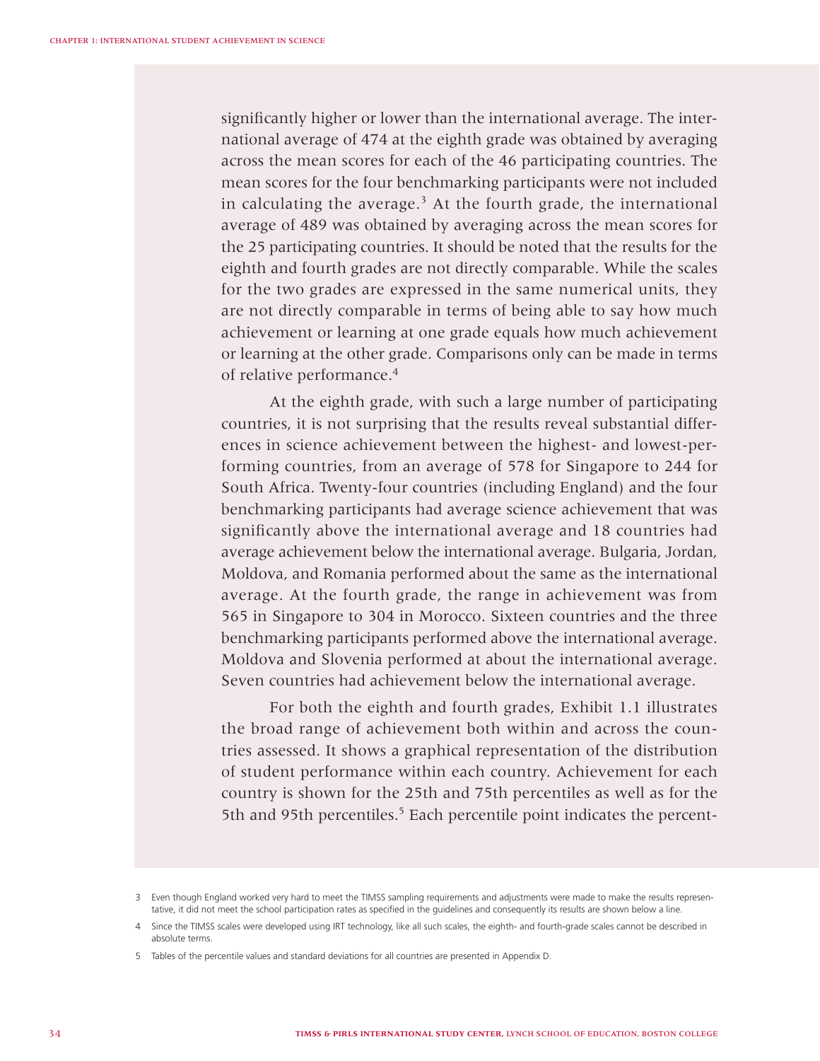significantly higher or lower than the international average. The international average of 474 at the eighth grade was obtained by averaging across the mean scores for each of the 46 participating countries. The mean scores for the four benchmarking participants were not included in calculating the average.[3] At the fourth grade, the international average of 489 was obtained by averaging across the mean scores for the 25 participating countries. It should be noted that the results for the eighth and fourth grades are not directly comparable. While the scales for the two grades are expressed in the same numerical units, they are not directly comparable in terms of being able to say how much achievement or learning at one grade equals how much achievement or learning at the other grade. Comparisons only can be made in terms of relative performance.[4]

At the eighth grade, with such a large number of participating countries, it is not surprising that the results reveal substantial differences in science achievement between the highest- and lowest-performing countries, from an average of 578 for Singapore to 244 for South Africa. Twenty-four countries (including England) and the four benchmarking participants had average science achievement that was significantly above the international average and 18 countries had average achievement below the international average. Bulgaria, Jordan, Moldova, and Romania performed about the same as the international average. At the fourth grade, the range in achievement was from 565 in Singapore to 304 in Morocco. Sixteen countries and the three benchmarking participants performed above the international average. Moldova and Slovenia performed at about the international average. Seven countries had achievement below the international average.

For both the eighth and fourth grades, Exhibit 1.1 illustrates the broad range of achievement both within and across the countries assessed. It shows a graphical representation of the distribution of student performance within each country. Achievement for each country is shown for the 25th and 75th percentiles as well as for the 5th and 95th percentiles.[5] Each percentile point indicates the percent-

3 Even though England worked very hard to meet the TIMSS sampling requirements and adjustments were made to make the results representative, it did not meet the school participation rates as specified in the guidelines and consequently its results are shown below a line.

4 Since the TIMSS scales were developed using IRT technology, like all such scales, the eighth- and fourth-grade scales cannot be described in absolute terms.

5 Tables of the percentile values and standard deviations for all countries are presented in Appendix D.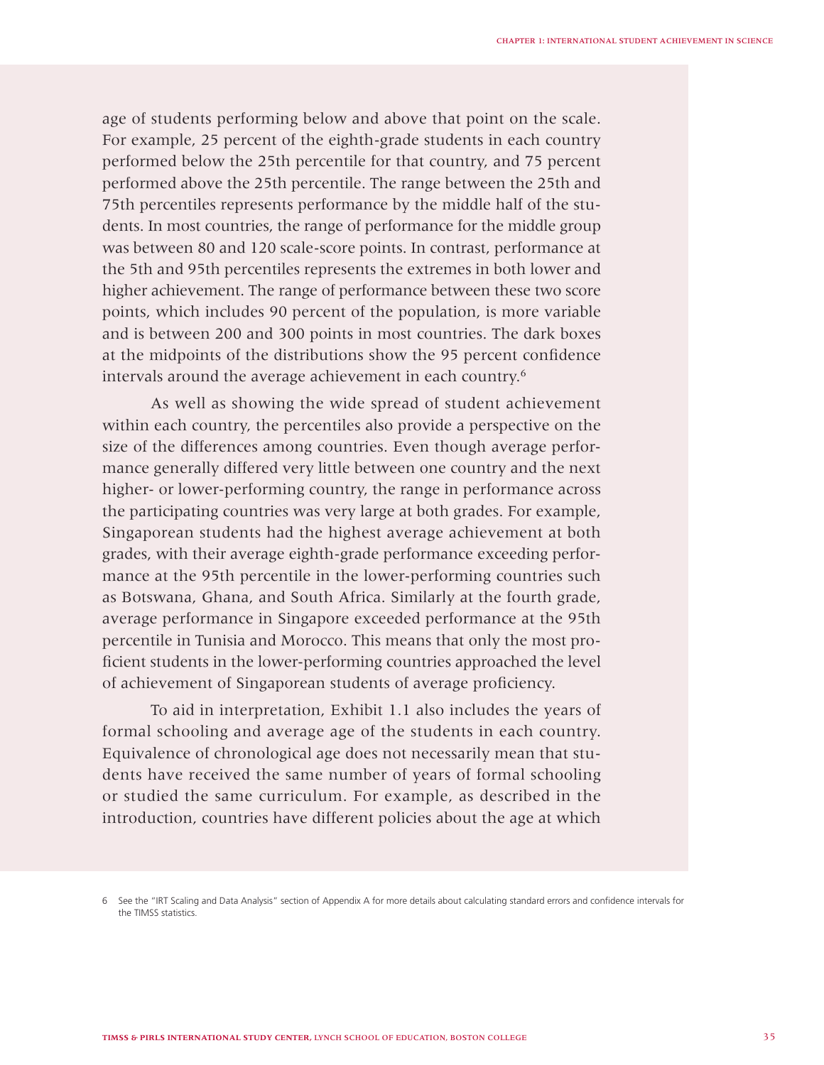age of students performing below and above that point on the scale. For example, 25 percent of the eighth-grade students in each country performed below the 25th percentile for that country, and 75 percent performed above the 25th percentile. The range between the 25th and 75th percentiles represents performance by the middle half of the students. In most countries, the range of performance for the middle group was between 80 and 120 scale-score points. In contrast, performance at the 5th and 95th percentiles represents the extremes in both lower and higher achievement. The range of performance between these two score points, which includes 90 percent of the population, is more variable and is between 200 and 300 points in most countries. The dark boxes at the midpoints of the distributions show the 95 percent confidence intervals around the average achievement in each country.[6]

As well as showing the wide spread of student achievement within each country, the percentiles also provide a perspective on the size of the differences among countries. Even though average performance generally differed very little between one country and the next higher- or lower-performing country, the range in performance across the participating countries was very large at both grades. For example, Singaporean students had the highest average achievement at both grades, with their average eighth-grade performance exceeding performance at the 95th percentile in the lower-performing countries such as Botswana, Ghana, and South Africa. Similarly at the fourth grade, average performance in Singapore exceeded performance at the 95th percentile in Tunisia and Morocco. This means that only the most proficient students in the lower-performing countries approached the level of achievement of Singaporean students of average proficiency.

To aid in interpretation, Exhibit 1.1 also includes the years of formal schooling and average age of the students in each country. Equivalence of chronological age does not necessarily mean that students have received the same number of years of formal schooling or studied the same curriculum. For example, as described in the introduction, countries have different policies about the age at which

[6] See the "IRT Scaling and Data Analysis" section of Appendix A for more details about calculating standard errors and confidence intervals for the TIMSS statistics.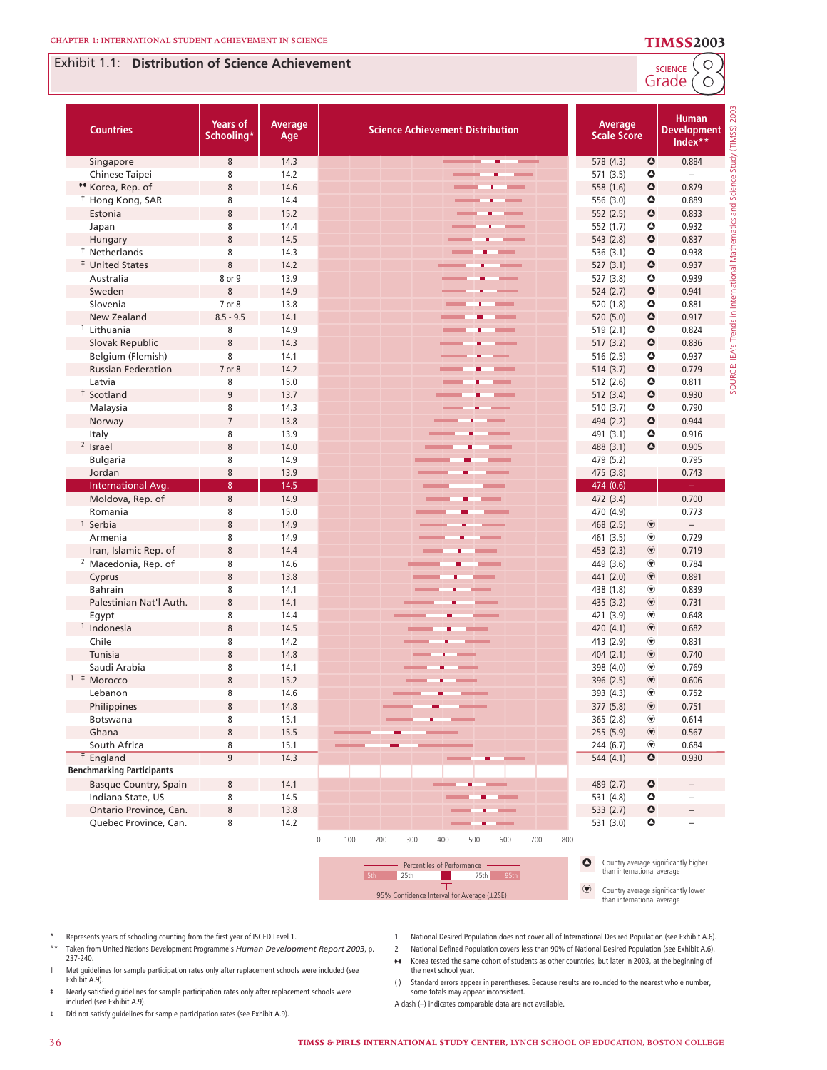## Exhibit 1.1: Distribution of Science Achievement

SCIENCE Grade 8

| Countries | Years of Schooling* | Average Age | Science Achievement Distribution | Average Scale Score | | Human Development Index** |
|---|---|---|---|---|---|---|
| Singapore | 8 | 14.3 | | 578 (4.3) | ▲ | 0.884 |
| Chinese Taipei | 8 | 14.2 | | 571 (3.5) | ▲ | – |
| ◆ Korea, Rep. of | 8 | 14.6 | | 558 (1.6) | ▲ | 0.879 |
| † Hong Kong, SAR | 8 | 14.4 | | 556 (3.0) | ▲ | 0.889 |
| Estonia | 8 | 15.2 | | 552 (2.5) | ▲ | 0.833 |
| Japan | 8 | 14.4 | | 552 (1.7) | ▲ | 0.932 |
| Hungary | 8 | 14.5 | | 543 (2.8) | ▲ | 0.837 |
| † Netherlands | 8 | 14.3 | | 536 (3.1) | ▲ | 0.938 |
| ‡ United States | 8 | 14.2 | | 527 (3.1) | ▲ | 0.937 |
| Australia | 8 or 9 | 13.9 | | 527 (3.8) | ▲ | 0.939 |
| Sweden | 8 | 14.9 | | 524 (2.7) | ▲ | 0.941 |
| Slovenia | 7 or 8 | 13.8 | | 520 (1.8) | ▲ | 0.881 |
| New Zealand | 8.5 - 9.5 | 14.1 | | 520 (5.0) | ▲ | 0.917 |
| 1 Lithuania | 8 | 14.9 | | 519 (2.1) | ▲ | 0.824 |
| Slovak Republic | 8 | 14.3 | | 517 (3.2) | ▲ | 0.836 |
| Belgium (Flemish) | 8 | 14.1 | | 516 (2.5) | ▲ | 0.937 |
| Russian Federation | 7 or 8 | 14.2 | | 514 (3.7) | ▲ | 0.779 |
| Latvia | 8 | 15.0 | | 512 (2.6) | ▲ | 0.811 |
| † Scotland | 9 | 13.7 | | 512 (3.4) | ▲ | 0.930 |
| Malaysia | 8 | 14.3 | | 510 (3.7) | ▲ | 0.790 |
| Norway | 7 | 13.8 | | 494 (2.2) | ▲ | 0.944 |
| Italy | 8 | 13.9 | | 491 (3.1) | ▲ | 0.916 |
| 2 Israel | 8 | 14.0 | | 488 (3.1) | ▲ | 0.905 |
| Bulgaria | 8 | 14.9 | | 479 (5.2) | | 0.795 |
| Jordan | 8 | 13.9 | | 475 (3.8) | | 0.743 |
| International Avg. | 8 | 14.5 | | 474 (0.6) | | – |
| Moldova, Rep. of | 8 | 14.9 | | 472 (3.4) | | 0.700 |
| Romania | 8 | 15.0 | | 470 (4.9) | | 0.773 |
| 1 Serbia | 8 | 14.9 | | 468 (2.5) | ▼ | – |
| Armenia | 8 | 14.9 | | 461 (3.5) | ▼ | 0.729 |
| Iran, Islamic Rep. of | 8 | 14.4 | | 453 (2.3) | ▼ | 0.719 |
| 2 Macedonia, Rep. of | 8 | 14.6 | | 449 (3.6) | ▼ | 0.784 |
| Cyprus | 8 | 13.8 | | 441 (2.0) | ▼ | 0.891 |
| Bahrain | 8 | 14.1 | | 438 (1.8) | ▼ | 0.839 |
| Palestinian Nat'l Auth. | 8 | 14.1 | | 435 (3.2) | ▼ | 0.731 |
| Egypt | 8 | 14.4 | | 421 (3.9) | ▼ | 0.648 |
| 1 Indonesia | 8 | 14.5 | | 420 (4.1) | ▼ | 0.682 |
| Chile | 8 | 14.2 | | 413 (2.9) | ▼ | 0.831 |
| Tunisia | 8 | 14.8 | | 404 (2.1) | ▼ | 0.740 |
| Saudi Arabia | 8 | 14.1 | | 398 (4.0) | ▼ | 0.769 |
| 1 ‡ Morocco | 8 | 15.2 | | 396 (2.5) | ▼ | 0.606 |
| Lebanon | 8 | 14.6 | | 393 (4.3) | ▼ | 0.752 |
| Philippines | 8 | 14.8 | | 377 (5.8) | ▼ | 0.751 |
| Botswana | 8 | 15.1 | | 365 (2.8) | ▼ | 0.614 |
| Ghana | 8 | 15.5 | | 255 (5.9) | ▼ | 0.567 |
| South Africa | 8 | 15.1 | | 244 (6.7) | ▼ | 0.684 |
| ‡ England | 9 | 14.3 | | 544 (4.1) | ▲ | 0.930 |
| **Benchmarking Participants** | | | | | | |
| Basque Country, Spain | 8 | 14.1 | | 489 (2.7) | ▲ | – |
| Indiana State, US | 8 | 14.5 | | 531 (4.8) | ▲ | – |
| Ontario Province, Can. | 8 | 13.8 | | 533 (2.7) | ▲ | – |
| Quebec Province, Can. | 8 | 14.2 | | 531 (3.0) | ▲ | – |

Scale: 0, 100, 200, 300, 400, 500, 600, 700, 800

Percentiles of Performance: 5th, 25th, 75th, 95th

95% Confidence Interval for Average (±2SE)

▲ Country average significantly higher than international average

▼ Country average significantly lower than international average

SOURCE: IEA's Trends in International Mathematics and Science Study (TIMSS) 2003

\* Represents years of schooling counting from the first year of ISCED Level 1.

\*\* Taken from United Nations Development Programme's *Human Development Report 2003*, p. 237-240.

† Met guidelines for sample participation rates only after replacement schools were included (see Exhibit A.9).

‡ Nearly satisfied guidelines for sample participation rates only after replacement schools were included (see Exhibit A.9).

‡ Did not satisfy guidelines for sample participation rates (see Exhibit A.9).

1 National Desired Population does not cover all of International Desired Population (see Exhibit A.6).

2 National Defined Population covers less than 90% of National Desired Population (see Exhibit A.6).

◆ Korea tested the same cohort of students as other countries, but later in 2003, at the beginning of the next school year.

( ) Standard errors appear in parentheses. Because results are rounded to the nearest whole number, some totals may appear inconsistent.

A dash (–) indicates comparable data are not available.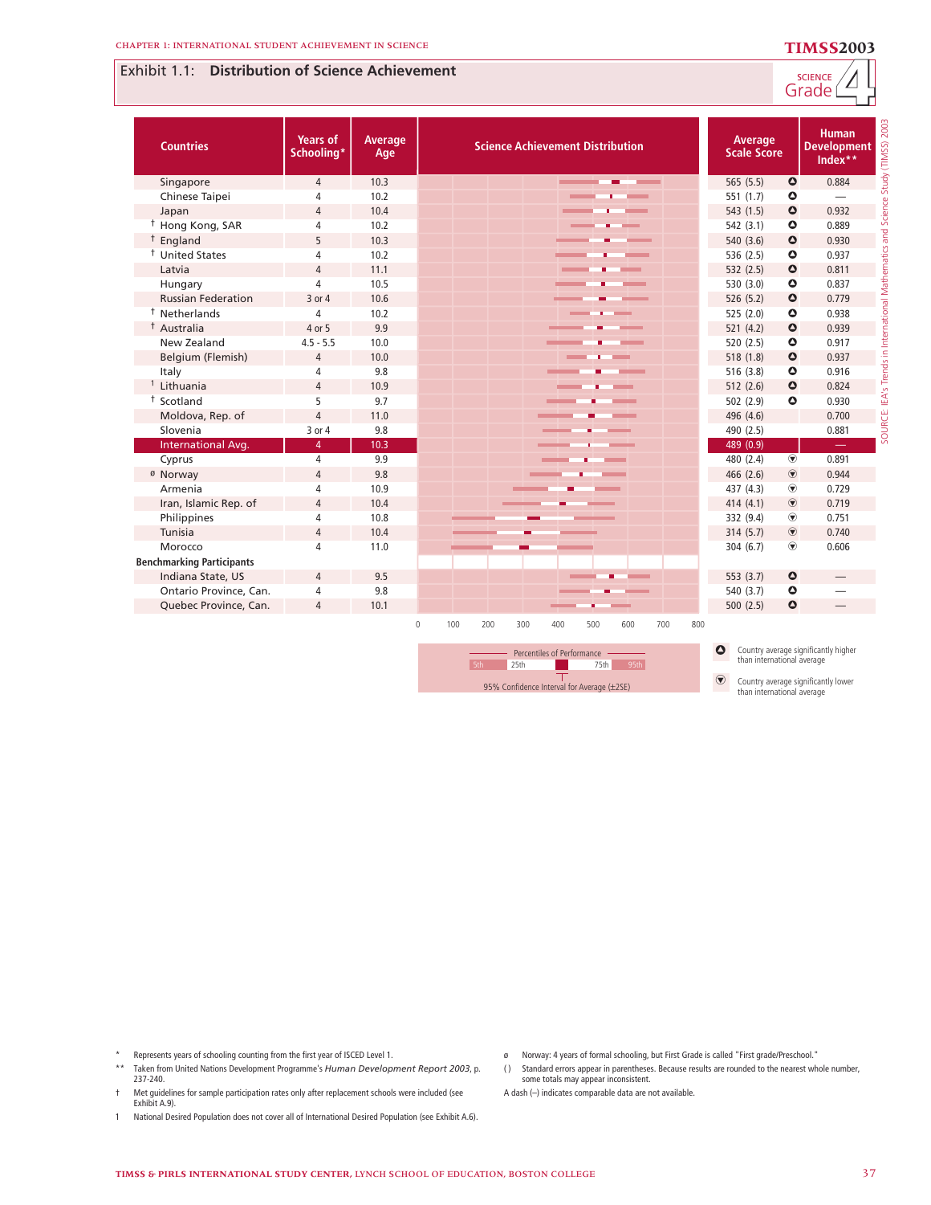## Exhibit 1.1: Distribution of Science Achievement

SCIENCE Grade 4

| Countries | Years of Schooling* | Average Age | Science Achievement Distribution | Average Scale Score | | Human Development Index** |
|---|---|---|---|---|---|---|
| Singapore | 4 | 10.3 | | 565 (5.5) | ▲ | 0.884 |
| Chinese Taipei | 4 | 10.2 | | 551 (1.7) | ▲ | — |
| Japan | 4 | 10.4 | | 543 (1.5) | ▲ | 0.932 |
| † Hong Kong, SAR | 4 | 10.2 | | 542 (3.1) | ▲ | 0.889 |
| † England | 5 | 10.3 | | 540 (3.6) | ▲ | 0.930 |
| † United States | 4 | 10.2 | | 536 (2.5) | ▲ | 0.937 |
| Latvia | 4 | 11.1 | | 532 (2.5) | ▲ | 0.811 |
| Hungary | 4 | 10.5 | | 530 (3.0) | ▲ | 0.837 |
| Russian Federation | 3 or 4 | 10.6 | | 526 (5.2) | ▲ | 0.779 |
| † Netherlands | 4 | 10.2 | | 525 (2.0) | ▲ | 0.938 |
| † Australia | 4 or 5 | 9.9 | | 521 (4.2) | ▲ | 0.939 |
| New Zealand | 4.5 - 5.5 | 10.0 | | 520 (2.5) | ▲ | 0.917 |
| Belgium (Flemish) | 4 | 10.0 | | 518 (1.8) | ▲ | 0.937 |
| Italy | 4 | 9.8 | | 516 (3.8) | ▲ | 0.916 |
| 1 Lithuania | 4 | 10.9 | | 512 (2.6) | ▲ | 0.824 |
| † Scotland | 5 | 9.7 | | 502 (2.9) | ▲ | 0.930 |
| Moldova, Rep. of | 4 | 11.0 | | 496 (4.6) | | 0.700 |
| Slovenia | 3 or 4 | 9.8 | | 490 (2.5) | | 0.881 |
| International Avg. | 4 | 10.3 | | 489 (0.9) | | — |
| Cyprus | 4 | 9.9 | | 480 (2.4) | ▼ | 0.891 |
| ø Norway | 4 | 9.8 | | 466 (2.6) | ▼ | 0.944 |
| Armenia | 4 | 10.9 | | 437 (4.3) | ▼ | 0.729 |
| Iran, Islamic Rep. of | 4 | 10.4 | | 414 (4.1) | ▼ | 0.719 |
| Philippines | 4 | 10.8 | | 332 (9.4) | ▼ | 0.751 |
| Tunisia | 4 | 10.4 | | 314 (5.7) | ▼ | 0.740 |
| Morocco | 4 | 11.0 | | 304 (6.7) | ▼ | 0.606 |
| **Benchmarking Participants** | | | | | | |
| Indiana State, US | 4 | 9.5 | | 553 (3.7) | ▲ | — |
| Ontario Province, Can. | 4 | 9.8 | | 540 (3.7) | ▲ | — |
| Quebec Province, Can. | 4 | 10.1 | | 500 (2.5) | ▲ | — |

Scale: 0 100 200 300 400 500 600 700 800

Percentiles of Performance: 5th, 25th, 75th, 95th; 95% Confidence Interval for Average (±2SE)

▲ Country average significantly higher than international average

▼ Country average significantly lower than international average

\* Represents years of schooling counting from the first year of ISCED Level 1.

\*\* Taken from United Nations Development Programme's *Human Development Report 2003*, p. 237-240.

† Met guidelines for sample participation rates only after replacement schools were included (see Exhibit A.9).

1 National Desired Population does not cover all of International Desired Population (see Exhibit A.6).

ø Norway: 4 years of formal schooling, but First Grade is called "First grade/Preschool."

( ) Standard errors appear in parentheses. Because results are rounded to the nearest whole number, some totals may appear inconsistent.

A dash (–) indicates comparable data are not available.

SOURCE: IEA's Trends in International Mathematics and Science Study (TIMSS) 2003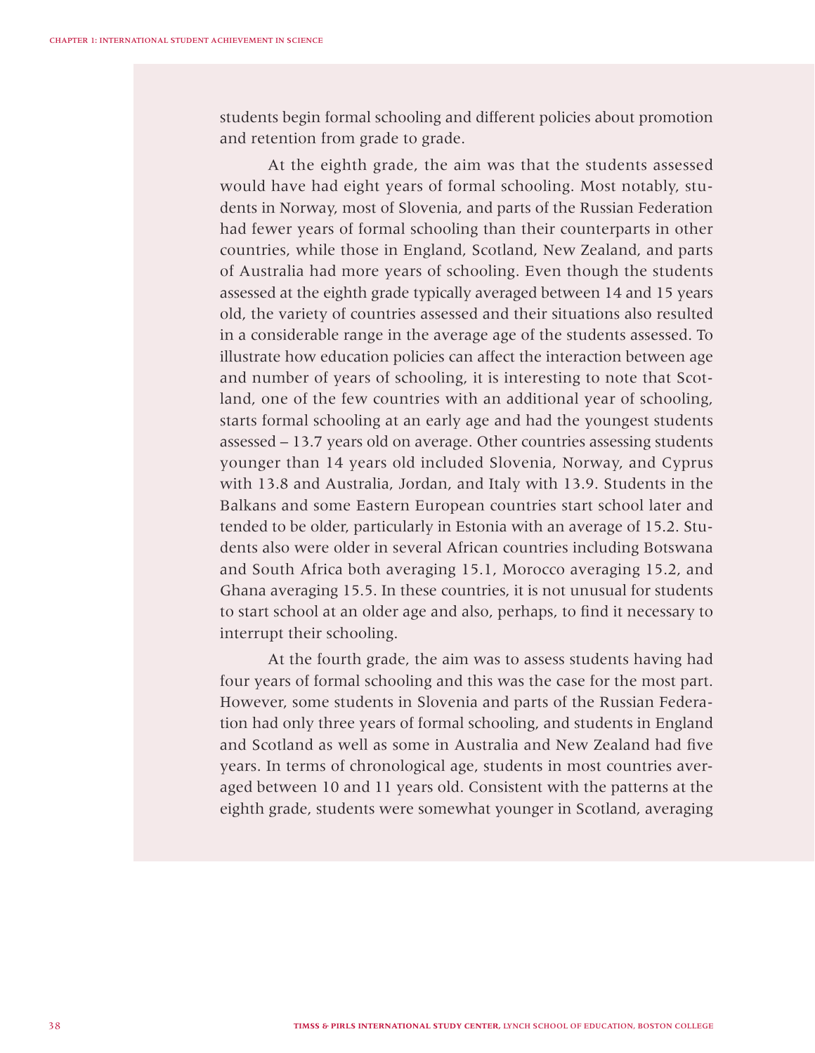students begin formal schooling and different policies about promotion and retention from grade to grade.

At the eighth grade, the aim was that the students assessed would have had eight years of formal schooling. Most notably, students in Norway, most of Slovenia, and parts of the Russian Federation had fewer years of formal schooling than their counterparts in other countries, while those in England, Scotland, New Zealand, and parts of Australia had more years of schooling. Even though the students assessed at the eighth grade typically averaged between 14 and 15 years old, the variety of countries assessed and their situations also resulted in a considerable range in the average age of the students assessed. To illustrate how education policies can affect the interaction between age and number of years of schooling, it is interesting to note that Scotland, one of the few countries with an additional year of schooling, starts formal schooling at an early age and had the youngest students assessed – 13.7 years old on average. Other countries assessing students younger than 14 years old included Slovenia, Norway, and Cyprus with 13.8 and Australia, Jordan, and Italy with 13.9. Students in the Balkans and some Eastern European countries start school later and tended to be older, particularly in Estonia with an average of 15.2. Students also were older in several African countries including Botswana and South Africa both averaging 15.1, Morocco averaging 15.2, and Ghana averaging 15.5. In these countries, it is not unusual for students to start school at an older age and also, perhaps, to find it necessary to interrupt their schooling.

At the fourth grade, the aim was to assess students having had four years of formal schooling and this was the case for the most part. However, some students in Slovenia and parts of the Russian Federation had only three years of formal schooling, and students in England and Scotland as well as some in Australia and New Zealand had five years. In terms of chronological age, students in most countries averaged between 10 and 11 years old. Consistent with the patterns at the eighth grade, students were somewhat younger in Scotland, averaging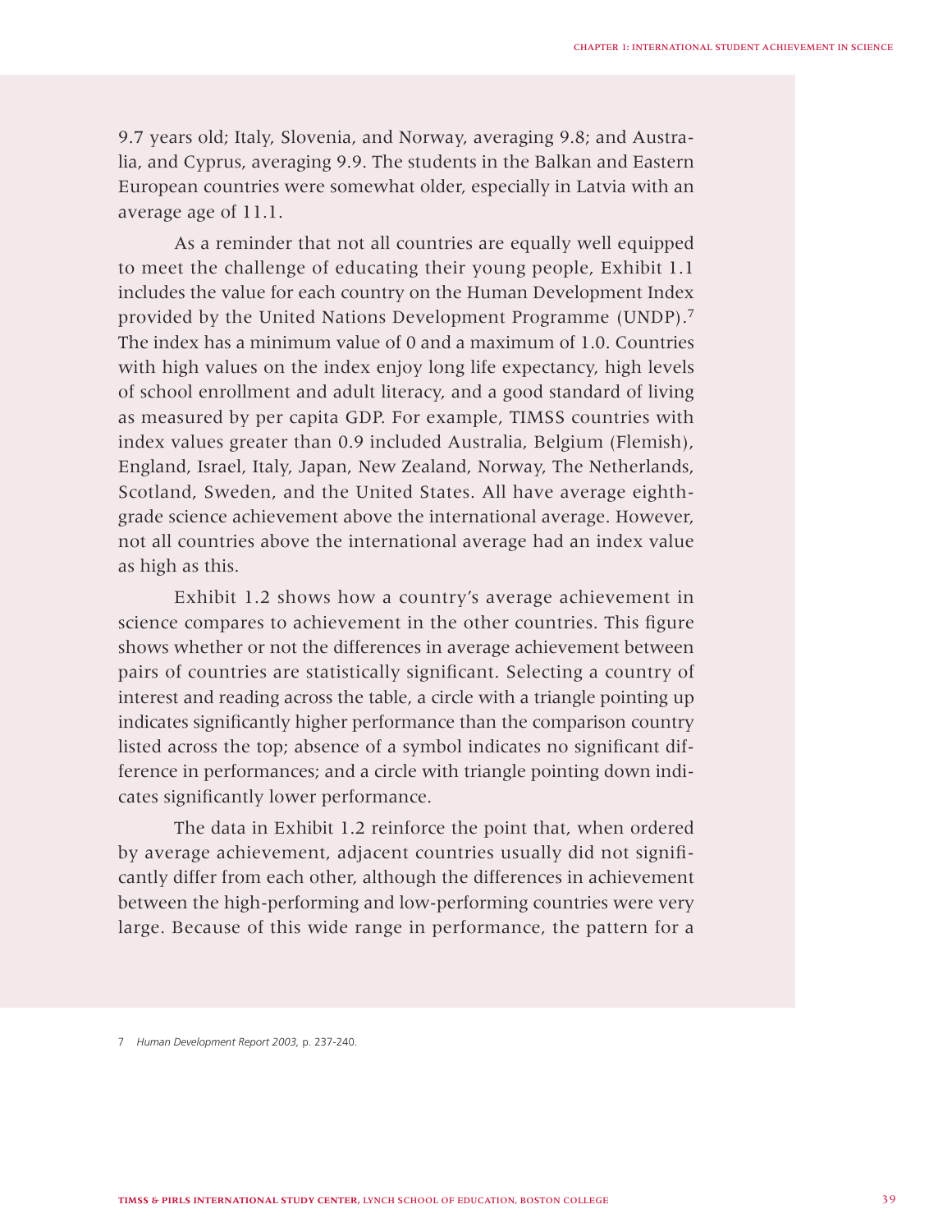9.7 years old; Italy, Slovenia, and Norway, averaging 9.8; and Australia, and Cyprus, averaging 9.9. The students in the Balkan and Eastern European countries were somewhat older, especially in Latvia with an average age of 11.1.

As a reminder that not all countries are equally well equipped to meet the challenge of educating their young people, Exhibit 1.1 includes the value for each country on the Human Development Index provided by the United Nations Development Programme (UNDP).[7] The index has a minimum value of 0 and a maximum of 1.0. Countries with high values on the index enjoy long life expectancy, high levels of school enrollment and adult literacy, and a good standard of living as measured by per capita GDP. For example, TIMSS countries with index values greater than 0.9 included Australia, Belgium (Flemish), England, Israel, Italy, Japan, New Zealand, Norway, The Netherlands, Scotland, Sweden, and the United States. All have average eighth-grade science achievement above the international average. However, not all countries above the international average had an index value as high as this.

Exhibit 1.2 shows how a country's average achievement in science compares to achievement in the other countries. This figure shows whether or not the differences in average achievement between pairs of countries are statistically significant. Selecting a country of interest and reading across the table, a circle with a triangle pointing up indicates significantly higher performance than the comparison country listed across the top; absence of a symbol indicates no significant difference in performances; and a circle with triangle pointing down indicates significantly lower performance.

The data in Exhibit 1.2 reinforce the point that, when ordered by average achievement, adjacent countries usually did not significantly differ from each other, although the differences in achievement between the high-performing and low-performing countries were very large. Because of this wide range in performance, the pattern for a

7 *Human Development Report 2003*, p. 237-240.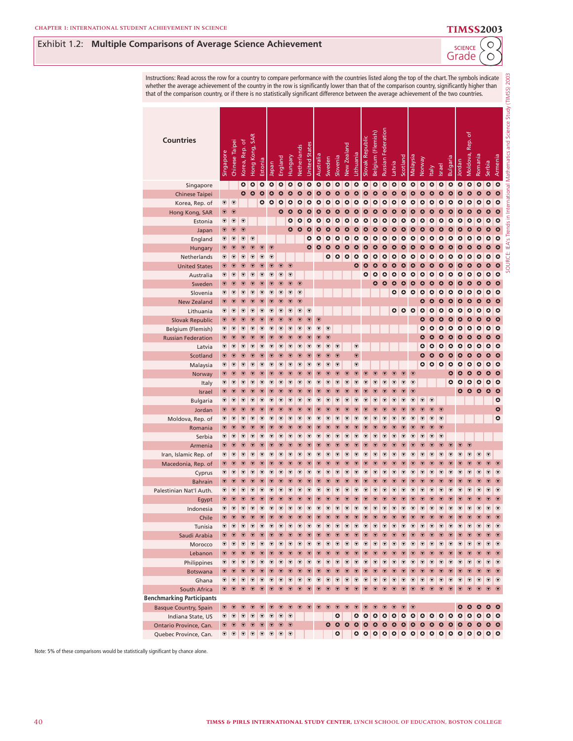## Exhibit 1.2: Multiple Comparisons of Average Science Achievement

TIMSS 2003 Science Grade 8

Instructions: Read across the row for a country to compare performance with the countries listed along the top of the chart. The symbols indicate whether the average achievement of the country in the row is significantly lower than that of the comparison country, significantly higher than that of the comparison country, or if there is no statistically significant difference between the average achievement of the two countries.

| Countries | Singapore | Chinese Taipei | Korea, Rep. of | Hong Kong, SAR | Estonia | Japan | England | Hungary | Netherlands | United States | Australia | Sweden | Slovenia | New Zealand | Lithuania | Slovak Republic | Belgium (Flemish) | Russian Federation | Latvia | Scotland | Malaysia | Norway | Italy | Israel | Bulgaria | Jordan | Moldova, Rep. of | Romania | Serbia | Armenia |
|---|---|---|---|---|---|---|---|---|---|---|---|---|---|---|---|---|---|---|---|---|---|---|---|---|---|---|---|---|---|---|
| Singapore | | | ▲ | ▲ | ▲ | ▲ | ▲ | ▲ | ▲ | ▲ | ▲ | ▲ | ▲ | ▲ | ▲ | ▲ | ▲ | ▲ | ▲ | ▲ | ▲ | ▲ | ▲ | ▲ | ▲ | ▲ | ▲ | ▲ | ▲ | ▲ |
| Chinese Taipei | | | ▲ | ▲ | ▲ | ▲ | ▲ | ▲ | ▲ | ▲ | ▲ | ▲ | ▲ | ▲ | ▲ | ▲ | ▲ | ▲ | ▲ | ▲ | ▲ | ▲ | ▲ | ▲ | ▲ | ▲ | ▲ | ▲ | ▲ | ▲ |
| Korea, Rep. of | ▼ | ▼ | | | ▲ | ▲ | ▲ | ▲ | ▲ | ▲ | ▲ | ▲ | ▲ | ▲ | ▲ | ▲ | ▲ | ▲ | ▲ | ▲ | ▲ | ▲ | ▲ | ▲ | ▲ | ▲ | ▲ | ▲ | ▲ | ▲ |
| Hong Kong, SAR | ▼ | ▼ | | | | | ▲ | ▲ | ▲ | ▲ | ▲ | ▲ | ▲ | ▲ | ▲ | ▲ | ▲ | ▲ | ▲ | ▲ | ▲ | ▲ | ▲ | ▲ | ▲ | ▲ | ▲ | ▲ | ▲ | ▲ |
| Estonia | ▼ | ▼ | ▼ | | | | | ▲ | ▲ | ▲ | ▲ | ▲ | ▲ | ▲ | ▲ | ▲ | ▲ | ▲ | ▲ | ▲ | ▲ | ▲ | ▲ | ▲ | ▲ | ▲ | ▲ | ▲ | ▲ | ▲ |
| Japan | ▼ | ▼ | ▼ | | | | | ▲ | ▲ | ▲ | ▲ | ▲ | ▲ | ▲ | ▲ | ▲ | ▲ | ▲ | ▲ | ▲ | ▲ | ▲ | ▲ | ▲ | ▲ | ▲ | ▲ | ▲ | ▲ | ▲ |
| England | ▼ | ▼ | ▼ | ▼ | | | | | | ▲ | ▲ | ▲ | ▲ | ▲ | ▲ | ▲ | ▲ | ▲ | ▲ | ▲ | ▲ | ▲ | ▲ | ▲ | ▲ | ▲ | ▲ | ▲ | ▲ | ▲ |
| Hungary | ▼ | ▼ | ▼ | ▼ | ▼ | ▼ | | | | ▲ | ▲ | ▲ | ▲ | ▲ | ▲ | ▲ | ▲ | ▲ | ▲ | ▲ | ▲ | ▲ | ▲ | ▲ | ▲ | ▲ | ▲ | ▲ | ▲ | ▲ |
| Netherlands | ▼ | ▼ | ▼ | ▼ | ▼ | ▼ | | | | | | ▲ | ▲ | ▲ | ▲ | ▲ | ▲ | ▲ | ▲ | ▲ | ▲ | ▲ | ▲ | ▲ | ▲ | ▲ | ▲ | ▲ | ▲ | ▲ |
| United States | ▼ | ▼ | ▼ | ▼ | ▼ | ▼ | ▼ | ▼ | | | | | | | ▲ | ▲ | ▲ | ▲ | ▲ | ▲ | ▲ | ▲ | ▲ | ▲ | ▲ | ▲ | ▲ | ▲ | ▲ | ▲ |
| Australia | ▼ | ▼ | ▼ | ▼ | ▼ | ▼ | ▼ | ▼ | | | | | | | | ▲ | ▲ | ▲ | ▲ | ▲ | ▲ | ▲ | ▲ | ▲ | ▲ | ▲ | ▲ | ▲ | ▲ | ▲ |
| Sweden | ▼ | ▼ | ▼ | ▼ | ▼ | ▼ | ▼ | ▼ | ▼ | | | | | | | | | ▲ | ▲ | ▲ | ▲ | ▲ | ▲ | ▲ | ▲ | ▲ | ▲ | ▲ | ▲ | ▲ |
| Slovenia | ▼ | ▼ | ▼ | ▼ | ▼ | ▼ | ▼ | ▼ | ▼ | | | | | | | | | | ▲ | ▲ | ▲ | ▲ | ▲ | ▲ | ▲ | ▲ | ▲ | ▲ | ▲ | ▲ |
| New Zealand | ▼ | ▼ | ▼ | ▼ | ▼ | ▼ | ▼ | ▼ | ▼ | | | | | | | | | | | | | ▲ | ▲ | ▲ | ▲ | ▲ | ▲ | ▲ | ▲ | ▲ |
| Lithuania | ▼ | ▼ | ▼ | ▼ | ▼ | ▼ | ▼ | ▼ | ▼ | ▼ | | | | | | | | | ▲ | ▲ | ▲ | ▲ | ▲ | ▲ | ▲ | ▲ | ▲ | ▲ | ▲ | ▲ |
| Slovak Republic | ▼ | ▼ | ▼ | ▼ | ▼ | ▼ | ▼ | ▼ | ▼ | ▼ | ▼ | | | | | | | | | | | ▲ | ▲ | ▲ | ▲ | ▲ | ▲ | ▲ | ▲ | ▲ |
| Belgium (Flemish) | ▼ | ▼ | ▼ | ▼ | ▼ | ▼ | ▼ | ▼ | ▼ | ▼ | ▼ | ▼ | | | | | | | | | | ▲ | ▲ | ▲ | ▲ | ▲ | ▲ | ▲ | ▲ | ▲ |
| Russian Federation | ▼ | ▼ | ▼ | ▼ | ▼ | ▼ | ▼ | ▼ | ▼ | ▼ | ▼ | ▼ | | | | | | | | | | ▲ | ▲ | ▲ | ▲ | ▲ | ▲ | ▲ | ▲ | ▲ |
| Latvia | ▼ | ▼ | ▼ | ▼ | ▼ | ▼ | ▼ | ▼ | ▼ | ▼ | ▼ | ▼ | ▼ | | ▼ | | | | | | | ▲ | ▲ | ▲ | ▲ | ▲ | ▲ | ▲ | ▲ | ▲ |
| Scotland | ▼ | ▼ | ▼ | ▼ | ▼ | ▼ | ▼ | ▼ | ▼ | ▼ | ▼ | ▼ | ▼ | | ▼ | | | | | | | ▲ | ▲ | ▲ | ▲ | ▲ | ▲ | ▲ | ▲ | ▲ |
| Malaysia | ▼ | ▼ | ▼ | ▼ | ▼ | ▼ | ▼ | ▼ | ▼ | ▼ | ▼ | ▼ | ▼ | | ▼ | | | | | | | ▲ | ▲ | ▲ | ▲ | ▲ | ▲ | ▲ | ▲ | ▲ |
| Norway | ▼ | ▼ | ▼ | ▼ | ▼ | ▼ | ▼ | ▼ | ▼ | ▼ | ▼ | ▼ | ▼ | ▼ | ▼ | ▼ | ▼ | ▼ | ▼ | ▼ | ▼ | | | | ▲ | ▲ | ▲ | ▲ | ▲ | ▲ |
| Italy | ▼ | ▼ | ▼ | ▼ | ▼ | ▼ | ▼ | ▼ | ▼ | ▼ | ▼ | ▼ | ▼ | ▼ | ▼ | ▼ | ▼ | ▼ | ▼ | ▼ | ▼ | | | | ▲ | ▲ | ▲ | ▲ | ▲ | ▲ |
| Israel | ▼ | ▼ | ▼ | ▼ | ▼ | ▼ | ▼ | ▼ | ▼ | ▼ | ▼ | ▼ | ▼ | ▼ | ▼ | ▼ | ▼ | ▼ | ▼ | ▼ | ▼ | | | | | ▲ | ▲ | ▲ | ▲ | ▲ |
| Bulgaria | ▼ | ▼ | ▼ | ▼ | ▼ | ▼ | ▼ | ▼ | ▼ | ▼ | ▼ | ▼ | ▼ | ▼ | ▼ | ▼ | ▼ | ▼ | ▼ | ▼ | ▼ | ▼ | ▼ | | | | | | | ▲ |
| Jordan | ▼ | ▼ | ▼ | ▼ | ▼ | ▼ | ▼ | ▼ | ▼ | ▼ | ▼ | ▼ | ▼ | ▼ | ▼ | ▼ | ▼ | ▼ | ▼ | ▼ | ▼ | ▼ | ▼ | ▼ | | | | | | ▲ |
| Moldova, Rep. of | ▼ | ▼ | ▼ | ▼ | ▼ | ▼ | ▼ | ▼ | ▼ | ▼ | ▼ | ▼ | ▼ | ▼ | ▼ | ▼ | ▼ | ▼ | ▼ | ▼ | ▼ | ▼ | ▼ | ▼ | | | | | | ▲ |
| Romania | ▼ | ▼ | ▼ | ▼ | ▼ | ▼ | ▼ | ▼ | ▼ | ▼ | ▼ | ▼ | ▼ | ▼ | ▼ | ▼ | ▼ | ▼ | ▼ | ▼ | ▼ | ▼ | ▼ | ▼ | | | | | | |
| Serbia | ▼ | ▼ | ▼ | ▼ | ▼ | ▼ | ▼ | ▼ | ▼ | ▼ | ▼ | ▼ | ▼ | ▼ | ▼ | ▼ | ▼ | ▼ | ▼ | ▼ | ▼ | ▼ | ▼ | ▼ | | | | | | |
| Armenia | ▼ | ▼ | ▼ | ▼ | ▼ | ▼ | ▼ | ▼ | ▼ | ▼ | ▼ | ▼ | ▼ | ▼ | ▼ | ▼ | ▼ | ▼ | ▼ | ▼ | ▼ | ▼ | ▼ | ▼ | ▼ | ▼ | ▼ | | | |
| Iran, Islamic Rep. of | ▼ | ▼ | ▼ | ▼ | ▼ | ▼ | ▼ | ▼ | ▼ | ▼ | ▼ | ▼ | ▼ | ▼ | ▼ | ▼ | ▼ | ▼ | ▼ | ▼ | ▼ | ▼ | ▼ | ▼ | ▼ | ▼ | ▼ | ▼ | ▼ | |
| Macedonia, Rep. of | ▼ | ▼ | ▼ | ▼ | ▼ | ▼ | ▼ | ▼ | ▼ | ▼ | ▼ | ▼ | ▼ | ▼ | ▼ | ▼ | ▼ | ▼ | ▼ | ▼ | ▼ | ▼ | ▼ | ▼ | ▼ | ▼ | ▼ | ▼ | ▼ | ▼ |
| Cyprus | ▼ | ▼ | ▼ | ▼ | ▼ | ▼ | ▼ | ▼ | ▼ | ▼ | ▼ | ▼ | ▼ | ▼ | ▼ | ▼ | ▼ | ▼ | ▼ | ▼ | ▼ | ▼ | ▼ | ▼ | ▼ | ▼ | ▼ | ▼ | ▼ | ▼ |
| Bahrain | ▼ | ▼ | ▼ | ▼ | ▼ | ▼ | ▼ | ▼ | ▼ | ▼ | ▼ | ▼ | ▼ | ▼ | ▼ | ▼ | ▼ | ▼ | ▼ | ▼ | ▼ | ▼ | ▼ | ▼ | ▼ | ▼ | ▼ | ▼ | ▼ | ▼ |
| Palestinian Nat'l Auth. | ▼ | ▼ | ▼ | ▼ | ▼ | ▼ | ▼ | ▼ | ▼ | ▼ | ▼ | ▼ | ▼ | ▼ | ▼ | ▼ | ▼ | ▼ | ▼ | ▼ | ▼ | ▼ | ▼ | ▼ | ▼ | ▼ | ▼ | ▼ | ▼ | ▼ |
| Egypt | ▼ | ▼ | ▼ | ▼ | ▼ | ▼ | ▼ | ▼ | ▼ | ▼ | ▼ | ▼ | ▼ | ▼ | ▼ | ▼ | ▼ | ▼ | ▼ | ▼ | ▼ | ▼ | ▼ | ▼ | ▼ | ▼ | ▼ | ▼ | ▼ | ▼ |
| Indonesia | ▼ | ▼ | ▼ | ▼ | ▼ | ▼ | ▼ | ▼ | ▼ | ▼ | ▼ | ▼ | ▼ | ▼ | ▼ | ▼ | ▼ | ▼ | ▼ | ▼ | ▼ | ▼ | ▼ | ▼ | ▼ | ▼ | ▼ | ▼ | ▼ | ▼ |
| Chile | ▼ | ▼ | ▼ | ▼ | ▼ | ▼ | ▼ | ▼ | ▼ | ▼ | ▼ | ▼ | ▼ | ▼ | ▼ | ▼ | ▼ | ▼ | ▼ | ▼ | ▼ | ▼ | ▼ | ▼ | ▼ | ▼ | ▼ | ▼ | ▼ | ▼ |
| Tunisia | ▼ | ▼ | ▼ | ▼ | ▼ | ▼ | ▼ | ▼ | ▼ | ▼ | ▼ | ▼ | ▼ | ▼ | ▼ | ▼ | ▼ | ▼ | ▼ | ▼ | ▼ | ▼ | ▼ | ▼ | ▼ | ▼ | ▼ | ▼ | ▼ | ▼ |
| Saudi Arabia | ▼ | ▼ | ▼ | ▼ | ▼ | ▼ | ▼ | ▼ | ▼ | ▼ | ▼ | ▼ | ▼ | ▼ | ▼ | ▼ | ▼ | ▼ | ▼ | ▼ | ▼ | ▼ | ▼ | ▼ | ▼ | ▼ | ▼ | ▼ | ▼ | ▼ |
| Morocco | ▼ | ▼ | ▼ | ▼ | ▼ | ▼ | ▼ | ▼ | ▼ | ▼ | ▼ | ▼ | ▼ | ▼ | ▼ | ▼ | ▼ | ▼ | ▼ | ▼ | ▼ | ▼ | ▼ | ▼ | ▼ | ▼ | ▼ | ▼ | ▼ | ▼ |
| Lebanon | ▼ | ▼ | ▼ | ▼ | ▼ | ▼ | ▼ | ▼ | ▼ | ▼ | ▼ | ▼ | ▼ | ▼ | ▼ | ▼ | ▼ | ▼ | ▼ | ▼ | ▼ | ▼ | ▼ | ▼ | ▼ | ▼ | ▼ | ▼ | ▼ | ▼ |
| Philippines | ▼ | ▼ | ▼ | ▼ | ▼ | ▼ | ▼ | ▼ | ▼ | ▼ | ▼ | ▼ | ▼ | ▼ | ▼ | ▼ | ▼ | ▼ | ▼ | ▼ | ▼ | ▼ | ▼ | ▼ | ▼ | ▼ | ▼ | ▼ | ▼ | ▼ |
| Botswana | ▼ | ▼ | ▼ | ▼ | ▼ | ▼ | ▼ | ▼ | ▼ | ▼ | ▼ | ▼ | ▼ | ▼ | ▼ | ▼ | ▼ | ▼ | ▼ | ▼ | ▼ | ▼ | ▼ | ▼ | ▼ | ▼ | ▼ | ▼ | ▼ | ▼ |
| Ghana | ▼ | ▼ | ▼ | ▼ | ▼ | ▼ | ▼ | ▼ | ▼ | ▼ | ▼ | ▼ | ▼ | ▼ | ▼ | ▼ | ▼ | ▼ | ▼ | ▼ | ▼ | ▼ | ▼ | ▼ | ▼ | ▼ | ▼ | ▼ | ▼ | ▼ |
| South Africa | ▼ | ▼ | ▼ | ▼ | ▼ | ▼ | ▼ | ▼ | ▼ | ▼ | ▼ | ▼ | ▼ | ▼ | ▼ | ▼ | ▼ | ▼ | ▼ | ▼ | ▼ | ▼ | ▼ | ▼ | ▼ | ▼ | ▼ | ▼ | ▼ | ▼ |
| **Benchmarking Participants** | | | | | | | | | | | | | | | | | | | | | | | | | | | | | | |
| Basque Country, Spain | ▼ | ▼ | ▼ | ▼ | ▼ | ▼ | ▼ | ▼ | ▼ | ▼ | ▼ | ▼ | ▼ | ▼ | ▼ | ▼ | ▼ | ▼ | ▼ | ▼ | ▼ | | | | | ▲ | ▲ | ▲ | ▲ | ▲ |
| Indiana State, US | ▼ | ▼ | ▼ | ▼ | ▼ | ▼ | ▼ | ▼ | | | | | ▲ | | ▲ | ▲ | ▲ | ▲ | ▲ | ▲ | ▲ | ▲ | ▲ | ▲ | ▲ | ▲ | ▲ | ▲ | ▲ | ▲ |
| Ontario Province, Can. | ▼ | ▼ | ▼ | ▼ | ▼ | ▼ | ▼ | ▼ | | | | ▲ | ▲ | ▲ | ▲ | ▲ | ▲ | ▲ | ▲ | ▲ | ▲ | ▲ | ▲ | ▲ | ▲ | ▲ | ▲ | ▲ | ▲ | ▲ |
| Quebec Province, Can. | ▼ | ▼ | ▼ | ▼ | ▼ | ▼ | ▼ | ▼ | | | | | ▲ | | ▲ | ▲ | ▲ | ▲ | ▲ | ▲ | ▲ | ▲ | ▲ | ▲ | ▲ | ▲ | ▲ | ▲ | ▲ | ▲ |

Note: 5% of these comparisons would be statistically significant by chance alone.

SOURCE: IEA's Trends in International Mathematics and Science Study (TIMSS) 2003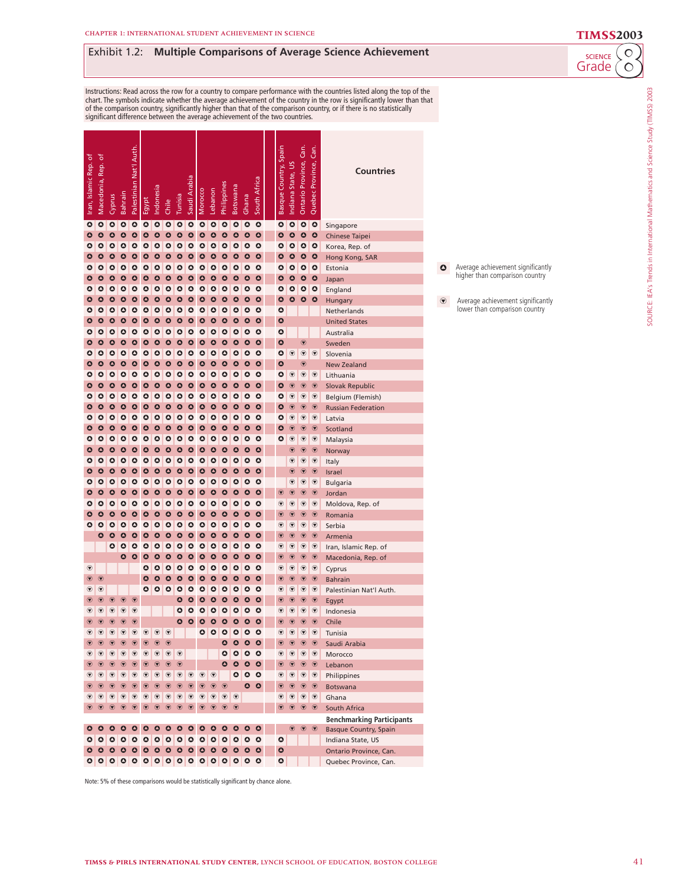# Exhibit 1.2: Multiple Comparisons of Average Science Achievement

TIMSS 2003 Science Grade 8

Instructions: Read across the row for a country to compare performance with the countries listed along the top of the chart. The symbols indicate whether the average achievement of the country in the row is significantly lower than that of the comparison country, significantly higher than that of the comparison country, or if there is no statistically significant difference between the average achievement of the two countries.

| Countries | Iran, Islamic Rep. of | Macedonia, Rep. of | Cyprus | Bahrain | Palestinian Nat'l Auth. | Egypt | Indonesia | Chile | Tunisia | Saudi Arabia | Morocco | Lebanon | Philippines | Botswana | Ghana | South Africa | Basque Country, Spain | Indiana State, US | Ontario Province, Can. | Quebec Province, Can. |
|---|---|---|---|---|---|---|---|---|---|---|---|---|---|---|---|---|---|---|---|---|
| Singapore | ▲ | ▲ | ▲ | ▲ | ▲ | ▲ | ▲ | ▲ | ▲ | ▲ | ▲ | ▲ | ▲ | ▲ | ▲ | ▲ | ▲ | ▲ | ▲ | ▲ |
| Chinese Taipei | ▲ | ▲ | ▲ | ▲ | ▲ | ▲ | ▲ | ▲ | ▲ | ▲ | ▲ | ▲ | ▲ | ▲ | ▲ | ▲ | ▲ | ▲ | ▲ | ▲ |
| Korea, Rep. of | ▲ | ▲ | ▲ | ▲ | ▲ | ▲ | ▲ | ▲ | ▲ | ▲ | ▲ | ▲ | ▲ | ▲ | ▲ | ▲ | ▲ | ▲ | ▲ | ▲ |
| Hong Kong, SAR | ▲ | ▲ | ▲ | ▲ | ▲ | ▲ | ▲ | ▲ | ▲ | ▲ | ▲ | ▲ | ▲ | ▲ | ▲ | ▲ | ▲ | ▲ | ▲ | ▲ |
| Estonia | ▲ | ▲ | ▲ | ▲ | ▲ | ▲ | ▲ | ▲ | ▲ | ▲ | ▲ | ▲ | ▲ | ▲ | ▲ | ▲ | ▲ | ▲ | ▲ | ▲ |
| Japan | ▲ | ▲ | ▲ | ▲ | ▲ | ▲ | ▲ | ▲ | ▲ | ▲ | ▲ | ▲ | ▲ | ▲ | ▲ | ▲ | ▲ | ▲ | ▲ | ▲ |
| England | ▲ | ▲ | ▲ | ▲ | ▲ | ▲ | ▲ | ▲ | ▲ | ▲ | ▲ | ▲ | ▲ | ▲ | ▲ | ▲ | ▲ | ▲ | ▲ | ▲ |
| Hungary | ▲ | ▲ | ▲ | ▲ | ▲ | ▲ | ▲ | ▲ | ▲ | ▲ | ▲ | ▲ | ▲ | ▲ | ▲ | ▲ | ▲ | ▲ | ▲ | ▲ |
| Netherlands | ▲ | ▲ | ▲ | ▲ | ▲ | ▲ | ▲ | ▲ | ▲ | ▲ | ▲ | ▲ | ▲ | ▲ | ▲ | ▲ | ▲ | | | |
| United States | ▲ | ▲ | ▲ | ▲ | ▲ | ▲ | ▲ | ▲ | ▲ | ▲ | ▲ | ▲ | ▲ | ▲ | ▲ | ▲ | ▲ | | | |
| Australia | ▲ | ▲ | ▲ | ▲ | ▲ | ▲ | ▲ | ▲ | ▲ | ▲ | ▲ | ▲ | ▲ | ▲ | ▲ | ▲ | ▲ | | | |
| Sweden | ▲ | ▲ | ▲ | ▲ | ▲ | ▲ | ▲ | ▲ | ▲ | ▲ | ▲ | ▲ | ▲ | ▲ | ▲ | ▲ | ▲ | | ▼ | |
| Slovenia | ▲ | ▲ | ▲ | ▲ | ▲ | ▲ | ▲ | ▲ | ▲ | ▲ | ▲ | ▲ | ▲ | ▲ | ▲ | ▲ | ▲ | ▼ | ▼ | ▼ |
| New Zealand | ▲ | ▲ | ▲ | ▲ | ▲ | ▲ | ▲ | ▲ | ▲ | ▲ | ▲ | ▲ | ▲ | ▲ | ▲ | ▲ | ▲ | | ▼ | |
| Lithuania | ▲ | ▲ | ▲ | ▲ | ▲ | ▲ | ▲ | ▲ | ▲ | ▲ | ▲ | ▲ | ▲ | ▲ | ▲ | ▲ | ▲ | ▼ | ▼ | ▼ |
| Slovak Republic | ▲ | ▲ | ▲ | ▲ | ▲ | ▲ | ▲ | ▲ | ▲ | ▲ | ▲ | ▲ | ▲ | ▲ | ▲ | ▲ | ▲ | ▼ | ▼ | ▼ |
| Belgium (Flemish) | ▲ | ▲ | ▲ | ▲ | ▲ | ▲ | ▲ | ▲ | ▲ | ▲ | ▲ | ▲ | ▲ | ▲ | ▲ | ▲ | ▲ | ▼ | ▼ | ▼ |
| Russian Federation | ▲ | ▲ | ▲ | ▲ | ▲ | ▲ | ▲ | ▲ | ▲ | ▲ | ▲ | ▲ | ▲ | ▲ | ▲ | ▲ | ▲ | ▼ | ▼ | ▼ |
| Latvia | ▲ | ▲ | ▲ | ▲ | ▲ | ▲ | ▲ | ▲ | ▲ | ▲ | ▲ | ▲ | ▲ | ▲ | ▲ | ▲ | ▲ | ▼ | ▼ | ▼ |
| Scotland | ▲ | ▲ | ▲ | ▲ | ▲ | ▲ | ▲ | ▲ | ▲ | ▲ | ▲ | ▲ | ▲ | ▲ | ▲ | ▲ | ▲ | ▼ | ▼ | ▼ |
| Malaysia | ▲ | ▲ | ▲ | ▲ | ▲ | ▲ | ▲ | ▲ | ▲ | ▲ | ▲ | ▲ | ▲ | ▲ | ▲ | ▲ | ▲ | ▼ | ▼ | ▼ |
| Norway | ▲ | ▲ | ▲ | ▲ | ▲ | ▲ | ▲ | ▲ | ▲ | ▲ | ▲ | ▲ | ▲ | ▲ | ▲ | ▲ | | ▼ | ▼ | ▼ |
| Italy | ▲ | ▲ | ▲ | ▲ | ▲ | ▲ | ▲ | ▲ | ▲ | ▲ | ▲ | ▲ | ▲ | ▲ | ▲ | ▲ | | ▼ | ▼ | ▼ |
| Israel | ▲ | ▲ | ▲ | ▲ | ▲ | ▲ | ▲ | ▲ | ▲ | ▲ | ▲ | ▲ | ▲ | ▲ | ▲ | ▲ | | ▼ | ▼ | ▼ |
| Bulgaria | ▲ | ▲ | ▲ | ▲ | ▲ | ▲ | ▲ | ▲ | ▲ | ▲ | ▲ | ▲ | ▲ | ▲ | ▲ | ▲ | | ▼ | ▼ | ▼ |
| Jordan | ▲ | ▲ | ▲ | ▲ | ▲ | ▲ | ▲ | ▲ | ▲ | ▲ | ▲ | ▲ | ▲ | ▲ | ▲ | ▲ | ▼ | ▼ | ▼ | ▼ |
| Moldova, Rep. of | ▲ | ▲ | ▲ | ▲ | ▲ | ▲ | ▲ | ▲ | ▲ | ▲ | ▲ | ▲ | ▲ | ▲ | ▲ | ▲ | ▼ | ▼ | ▼ | ▼ |
| Romania | ▲ | ▲ | ▲ | ▲ | ▲ | ▲ | ▲ | ▲ | ▲ | ▲ | ▲ | ▲ | ▲ | ▲ | ▲ | ▲ | ▼ | ▼ | ▼ | ▼ |
| Serbia | ▲ | ▲ | ▲ | ▲ | ▲ | ▲ | ▲ | ▲ | ▲ | ▲ | ▲ | ▲ | ▲ | ▲ | ▲ | ▲ | ▼ | ▼ | ▼ | ▼ |
| Armenia | | ▲ | ▲ | ▲ | ▲ | ▲ | ▲ | ▲ | ▲ | ▲ | ▲ | ▲ | ▲ | ▲ | ▲ | ▲ | ▼ | ▼ | ▼ | ▼ |
| Iran, Islamic Rep. of | | | ▲ | ▲ | ▲ | ▲ | ▲ | ▲ | ▲ | ▲ | ▲ | ▲ | ▲ | ▲ | ▲ | ▲ | ▼ | ▼ | ▼ | ▼ |
| Macedonia, Rep. of | | | | ▲ | ▲ | ▲ | ▲ | ▲ | ▲ | ▲ | ▲ | ▲ | ▲ | ▲ | ▲ | ▲ | ▼ | ▼ | ▼ | ▼ |
| Cyprus | ▼ | | | | | ▲ | ▲ | ▲ | ▲ | ▲ | ▲ | ▲ | ▲ | ▲ | ▲ | ▲ | ▼ | ▼ | ▼ | ▼ |
| Bahrain | ▼ | ▼ | | | | ▲ | ▲ | ▲ | ▲ | ▲ | ▲ | ▲ | ▲ | ▲ | ▲ | ▲ | ▼ | ▼ | ▼ | ▼ |
| Palestinian Nat'l Auth. | ▼ | ▼ | | | | ▲ | ▲ | ▲ | ▲ | ▲ | ▲ | ▲ | ▲ | ▲ | ▲ | ▲ | ▼ | ▼ | ▼ | ▼ |
| Egypt | ▼ | ▼ | ▼ | ▼ | ▼ | | | | ▲ | ▲ | ▲ | ▲ | ▲ | ▲ | ▲ | ▲ | ▼ | ▼ | ▼ | ▼ |
| Indonesia | ▼ | ▼ | ▼ | ▼ | ▼ | | | | ▲ | ▲ | ▲ | ▲ | ▲ | ▲ | ▲ | ▲ | ▼ | ▼ | ▼ | ▼ |
| Chile | ▼ | ▼ | ▼ | ▼ | ▼ | | | | ▲ | ▲ | ▲ | ▲ | ▲ | ▲ | ▲ | ▲ | ▼ | ▼ | ▼ | ▼ |
| Tunisia | ▼ | ▼ | ▼ | ▼ | ▼ | ▼ | ▼ | ▼ | | | ▲ | ▲ | ▲ | ▲ | ▲ | ▲ | ▼ | ▼ | ▼ | ▼ |
| Saudi Arabia | ▼ | ▼ | ▼ | ▼ | ▼ | ▼ | ▼ | ▼ | | | | | ▲ | ▲ | ▲ | ▲ | ▼ | ▼ | ▼ | ▼ |
| Morocco | ▼ | ▼ | ▼ | ▼ | ▼ | ▼ | ▼ | ▼ | ▼ | | | | ▲ | ▲ | ▲ | ▲ | ▼ | ▼ | ▼ | ▼ |
| Lebanon | ▼ | ▼ | ▼ | ▼ | ▼ | ▼ | ▼ | ▼ | ▼ | | | | ▲ | ▲ | ▲ | ▲ | ▼ | ▼ | ▼ | ▼ |
| Philippines | ▼ | ▼ | ▼ | ▼ | ▼ | ▼ | ▼ | ▼ | ▼ | ▼ | ▼ | ▼ | | ▲ | ▲ | ▲ | ▼ | ▼ | ▼ | ▼ |
| Botswana | ▼ | ▼ | ▼ | ▼ | ▼ | ▼ | ▼ | ▼ | ▼ | ▼ | ▼ | ▼ | ▼ | | ▲ | ▲ | ▼ | ▼ | ▼ | ▼ |
| Ghana | ▼ | ▼ | ▼ | ▼ | ▼ | ▼ | ▼ | ▼ | ▼ | ▼ | ▼ | ▼ | ▼ | ▼ | | | ▼ | ▼ | ▼ | ▼ |
| South Africa | ▼ | ▼ | ▼ | ▼ | ▼ | ▼ | ▼ | ▼ | ▼ | ▼ | ▼ | ▼ | ▼ | ▼ | | | ▼ | ▼ | ▼ | ▼ |
| **Benchmarking Participants** | | | | | | | | | | | | | | | | | | | | |
| Basque Country, Spain | ▲ | ▲ | ▲ | ▲ | ▲ | ▲ | ▲ | ▲ | ▲ | ▲ | ▲ | ▲ | ▲ | ▲ | ▲ | ▲ | | ▼ | ▼ | ▼ |
| Indiana State, US | ▲ | ▲ | ▲ | ▲ | ▲ | ▲ | ▲ | ▲ | ▲ | ▲ | ▲ | ▲ | ▲ | ▲ | ▲ | ▲ | ▲ | | | |
| Ontario Province, Can. | ▲ | ▲ | ▲ | ▲ | ▲ | ▲ | ▲ | ▲ | ▲ | ▲ | ▲ | ▲ | ▲ | ▲ | ▲ | ▲ | ▲ | | | |
| Quebec Province, Can. | ▲ | ▲ | ▲ | ▲ | ▲ | ▲ | ▲ | ▲ | ▲ | ▲ | ▲ | ▲ | ▲ | ▲ | ▲ | ▲ | ▲ | | | |

▲ Average achievement significantly higher than comparison country

▼ Average achievement significantly lower than comparison country

Note: 5% of these comparisons would be statistically significant by chance alone.

SOURCE: IEA's Trends in International Mathematics and Science Study (TIMSS) 2003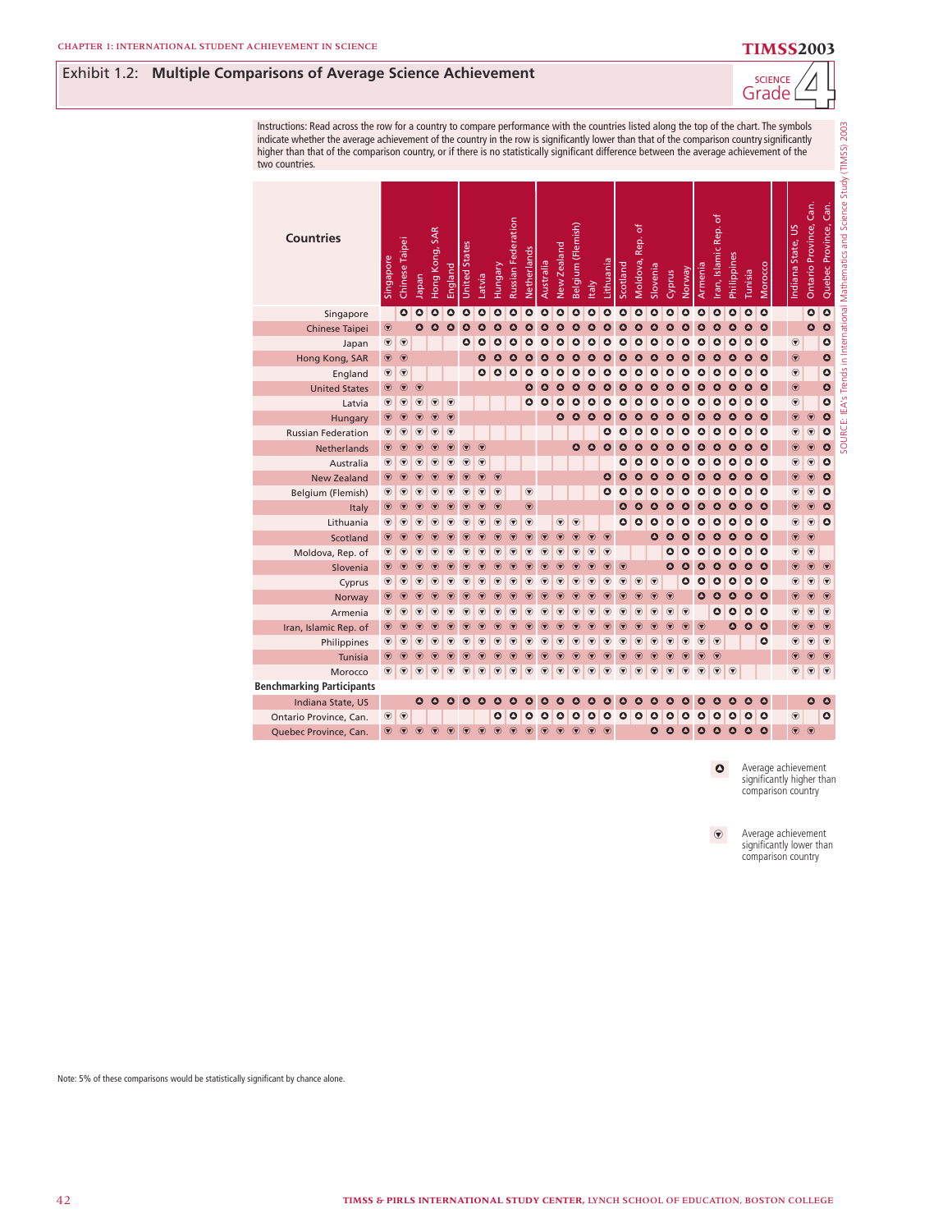# Exhibit 1.2: Multiple Comparisons of Average Science Achievement

SCIENCE Grade 4

Instructions: Read across the row for a country to compare performance with the countries listed along the top of the chart. The symbols indicate whether the average achievement of the country in the row is significantly lower than that of the comparison country significantly higher than that of the comparison country, or if there is no statistically significant difference between the average achievement of the two countries.

| Countries | Singapore | Chinese Taipei | Japan | Hong Kong, SAR | England | United States | Latvia | Hungary | Russian Federation | Netherlands | Australia | New Zealand | Belgium (Flemish) | Italy | Lithuania | Scotland | Moldova, Rep. of | Slovenia | Cyprus | Norway | Armenia | Iran, Islamic Rep. of | Philippines | Tunisia | Morocco | Indiana State, US | Ontario Province, Can. | Quebec Province, Can. |
|---|---|---|---|---|---|---|---|---|---|---|---|---|---|---|---|---|---|---|---|---|---|---|---|---|---|---|---|---|
| Singapore | | ▲ | ▲ | ▲ | ▲ | ▲ | ▲ | ▲ | ▲ | ▲ | ▲ | ▲ | ▲ | ▲ | ▲ | ▲ | ▲ | ▲ | ▲ | ▲ | ▲ | ▲ | ▲ | ▲ | ▲ | | ▲ | ▲ |
| Chinese Taipei | ▼ | | ▲ | ▲ | ▲ | ▲ | ▲ | ▲ | ▲ | ▲ | ▲ | ▲ | ▲ | ▲ | ▲ | ▲ | ▲ | ▲ | ▲ | ▲ | ▲ | ▲ | ▲ | ▲ | ▲ | | ▲ | ▲ |
| Japan | ▼ | ▼ | | | | ▲ | ▲ | ▲ | ▲ | ▲ | ▲ | ▲ | ▲ | ▲ | ▲ | ▲ | ▲ | ▲ | ▲ | ▲ | ▲ | ▲ | ▲ | ▲ | ▲ | ▼ | | ▲ |
| Hong Kong, SAR | ▼ | ▼ | | | | | ▲ | ▲ | ▲ | ▲ | ▲ | ▲ | ▲ | ▲ | ▲ | ▲ | ▲ | ▲ | ▲ | ▲ | ▲ | ▲ | ▲ | ▲ | ▲ | ▼ | | ▲ |
| England | ▼ | ▼ | | | | | ▲ | ▲ | ▲ | ▲ | ▲ | ▲ | ▲ | ▲ | ▲ | ▲ | ▲ | ▲ | ▲ | ▲ | ▲ | ▲ | ▲ | ▲ | ▲ | ▼ | | ▲ |
| United States | ▼ | ▼ | ▼ | | | | | | | ▲ | ▲ | ▲ | ▲ | ▲ | ▲ | ▲ | ▲ | ▲ | ▲ | ▲ | ▲ | ▲ | ▲ | ▲ | ▲ | ▼ | | ▲ |
| Latvia | ▼ | ▼ | ▼ | ▼ | ▼ | | | | | ▲ | ▲ | ▲ | ▲ | ▲ | ▲ | ▲ | ▲ | ▲ | ▲ | ▲ | ▲ | ▲ | ▲ | ▲ | ▲ | ▼ | | ▲ |
| Hungary | ▼ | ▼ | ▼ | ▼ | ▼ | | | | | | | ▲ | ▲ | ▲ | ▲ | ▲ | ▲ | ▲ | ▲ | ▲ | ▲ | ▲ | ▲ | ▲ | ▲ | ▼ | ▼ | ▲ |
| Russian Federation | ▼ | ▼ | ▼ | ▼ | ▼ | | | | | | | | | | ▲ | ▲ | ▲ | ▲ | ▲ | ▲ | ▲ | ▲ | ▲ | ▲ | ▲ | ▼ | ▼ | ▲ |
| Netherlands | ▼ | ▼ | ▼ | ▼ | ▼ | ▼ | ▼ | | | | | | ▲ | ▲ | ▲ | ▲ | ▲ | ▲ | ▲ | ▲ | ▲ | ▲ | ▲ | ▲ | ▲ | ▼ | ▼ | ▲ |
| Australia | ▼ | ▼ | ▼ | ▼ | ▼ | ▼ | ▼ | | | | | | | | | ▲ | ▲ | ▲ | ▲ | ▲ | ▲ | ▲ | ▲ | ▲ | ▲ | ▼ | ▼ | ▲ |
| New Zealand | ▼ | ▼ | ▼ | ▼ | ▼ | ▼ | ▼ | ▼ | | | | | | | ▲ | ▲ | ▲ | ▲ | ▲ | ▲ | ▲ | ▲ | ▲ | ▲ | ▲ | ▼ | ▼ | ▲ |
| Belgium (Flemish) | ▼ | ▼ | ▼ | ▼ | ▼ | ▼ | ▼ | ▼ | | ▼ | | | | | ▲ | ▲ | ▲ | ▲ | ▲ | ▲ | ▲ | ▲ | ▲ | ▲ | ▲ | ▼ | ▼ | ▲ |
| Italy | ▼ | ▼ | ▼ | ▼ | ▼ | ▼ | ▼ | ▼ | | ▼ | | | | | | ▲ | ▲ | ▲ | ▲ | ▲ | ▲ | ▲ | ▲ | ▲ | ▲ | ▼ | ▼ | ▲ |
| Lithuania | ▼ | ▼ | ▼ | ▼ | ▼ | ▼ | ▼ | ▼ | ▼ | ▼ | | ▼ | ▼ | | | ▲ | ▲ | ▲ | ▲ | ▲ | ▲ | ▲ | ▲ | ▲ | ▲ | ▼ | ▼ | ▲ |
| Scotland | ▼ | ▼ | ▼ | ▼ | ▼ | ▼ | ▼ | ▼ | ▼ | ▼ | ▼ | ▼ | ▼ | ▼ | ▼ | | | ▲ | ▲ | ▲ | ▲ | ▲ | ▲ | ▲ | ▲ | ▼ | ▼ | |
| Moldova, Rep. of | ▼ | ▼ | ▼ | ▼ | ▼ | ▼ | ▼ | ▼ | ▼ | ▼ | ▼ | ▼ | ▼ | ▼ | ▼ | | | | ▲ | ▲ | ▲ | ▲ | ▲ | ▲ | ▲ | ▼ | ▼ | |
| Slovenia | ▼ | ▼ | ▼ | ▼ | ▼ | ▼ | ▼ | ▼ | ▼ | ▼ | ▼ | ▼ | ▼ | ▼ | ▼ | ▼ | | | ▲ | ▲ | ▲ | ▲ | ▲ | ▲ | ▲ | ▼ | ▼ | ▼ |
| Cyprus | ▼ | ▼ | ▼ | ▼ | ▼ | ▼ | ▼ | ▼ | ▼ | ▼ | ▼ | ▼ | ▼ | ▼ | ▼ | ▼ | ▼ | ▼ | | ▲ | ▲ | ▲ | ▲ | ▲ | ▲ | ▼ | ▼ | ▼ |
| Norway | ▼ | ▼ | ▼ | ▼ | ▼ | ▼ | ▼ | ▼ | ▼ | ▼ | ▼ | ▼ | ▼ | ▼ | ▼ | ▼ | ▼ | ▼ | ▼ | | ▲ | ▲ | ▲ | ▲ | ▲ | ▼ | ▼ | ▼ |
| Armenia | ▼ | ▼ | ▼ | ▼ | ▼ | ▼ | ▼ | ▼ | ▼ | ▼ | ▼ | ▼ | ▼ | ▼ | ▼ | ▼ | ▼ | ▼ | ▼ | ▼ | | ▲ | ▲ | ▲ | ▲ | ▼ | ▼ | ▼ |
| Iran, Islamic Rep. of | ▼ | ▼ | ▼ | ▼ | ▼ | ▼ | ▼ | ▼ | ▼ | ▼ | ▼ | ▼ | ▼ | ▼ | ▼ | ▼ | ▼ | ▼ | ▼ | ▼ | ▼ | | ▲ | ▲ | ▲ | ▼ | ▼ | ▼ |
| Philippines | ▼ | ▼ | ▼ | ▼ | ▼ | ▼ | ▼ | ▼ | ▼ | ▼ | ▼ | ▼ | ▼ | ▼ | ▼ | ▼ | ▼ | ▼ | ▼ | ▼ | ▼ | ▼ | | | ▲ | ▼ | ▼ | ▼ |
| Tunisia | ▼ | ▼ | ▼ | ▼ | ▼ | ▼ | ▼ | ▼ | ▼ | ▼ | ▼ | ▼ | ▼ | ▼ | ▼ | ▼ | ▼ | ▼ | ▼ | ▼ | ▼ | ▼ | | | | ▼ | ▼ | ▼ |
| Morocco | ▼ | ▼ | ▼ | ▼ | ▼ | ▼ | ▼ | ▼ | ▼ | ▼ | ▼ | ▼ | ▼ | ▼ | ▼ | ▼ | ▼ | ▼ | ▼ | ▼ | ▼ | ▼ | ▼ | | | ▼ | ▼ | ▼ |
| **Benchmarking Participants** | | | | | | | | | | | | | | | | | | | | | | | | | | | | |
| Indiana State, US | | | ▲ | ▲ | ▲ | ▲ | ▲ | ▲ | ▲ | ▲ | ▲ | ▲ | ▲ | ▲ | ▲ | ▲ | ▲ | ▲ | ▲ | ▲ | ▲ | ▲ | ▲ | ▲ | ▲ | | ▲ | ▲ |
| Ontario Province, Can. | ▼ | ▼ | | | | | | ▲ | ▲ | ▲ | ▲ | ▲ | ▲ | ▲ | ▲ | ▲ | ▲ | ▲ | ▲ | ▲ | ▲ | ▲ | ▲ | ▲ | ▲ | ▼ | | ▲ |
| Quebec Province, Can. | ▼ | ▼ | ▼ | ▼ | ▼ | ▼ | ▼ | ▼ | ▼ | ▼ | ▼ | ▼ | ▼ | ▼ | ▼ | | | ▲ | ▲ | ▲ | ▲ | ▲ | ▲ | ▲ | ▲ | ▼ | ▼ | |

▲ Average achievement significantly higher than comparison country

▼ Average achievement significantly lower than comparison country

Note: 5% of these comparisons would be statistically significant by chance alone.

SOURCE: IEA's Trends in International Mathematics and Science Study (TIMSS) 2003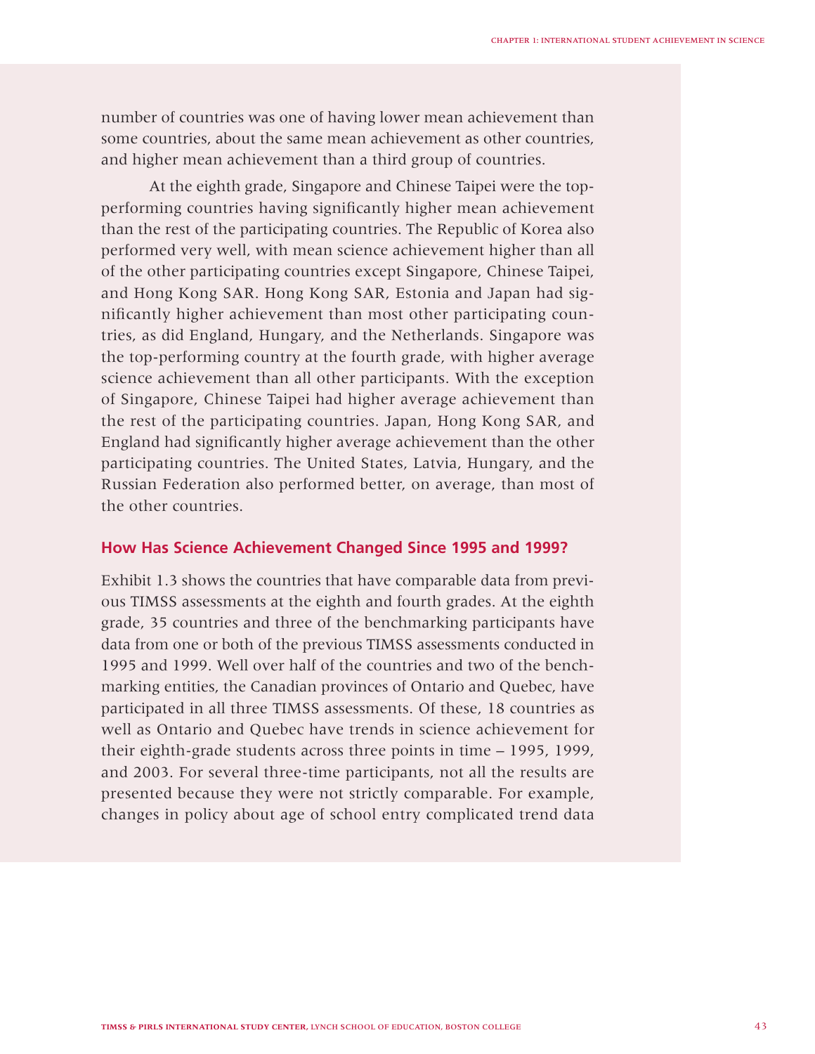number of countries was one of having lower mean achievement than some countries, about the same mean achievement as other countries, and higher mean achievement than a third group of countries.

At the eighth grade, Singapore and Chinese Taipei were the top-performing countries having significantly higher mean achievement than the rest of the participating countries. The Republic of Korea also performed very well, with mean science achievement higher than all of the other participating countries except Singapore, Chinese Taipei, and Hong Kong SAR. Hong Kong SAR, Estonia and Japan had significantly higher achievement than most other participating countries, as did England, Hungary, and the Netherlands. Singapore was the top-performing country at the fourth grade, with higher average science achievement than all other participants. With the exception of Singapore, Chinese Taipei had higher average achievement than the rest of the participating countries. Japan, Hong Kong SAR, and England had significantly higher average achievement than the other participating countries. The United States, Latvia, Hungary, and the Russian Federation also performed better, on average, than most of the other countries.

## How Has Science Achievement Changed Since 1995 and 1999?

Exhibit 1.3 shows the countries that have comparable data from previous TIMSS assessments at the eighth and fourth grades. At the eighth grade, 35 countries and three of the benchmarking participants have data from one or both of the previous TIMSS assessments conducted in 1995 and 1999. Well over half of the countries and two of the benchmarking entities, the Canadian provinces of Ontario and Quebec, have participated in all three TIMSS assessments. Of these, 18 countries as well as Ontario and Quebec have trends in science achievement for their eighth-grade students across three points in time – 1995, 1999, and 2003. For several three-time participants, not all the results are presented because they were not strictly comparable. For example, changes in policy about age of school entry complicated trend data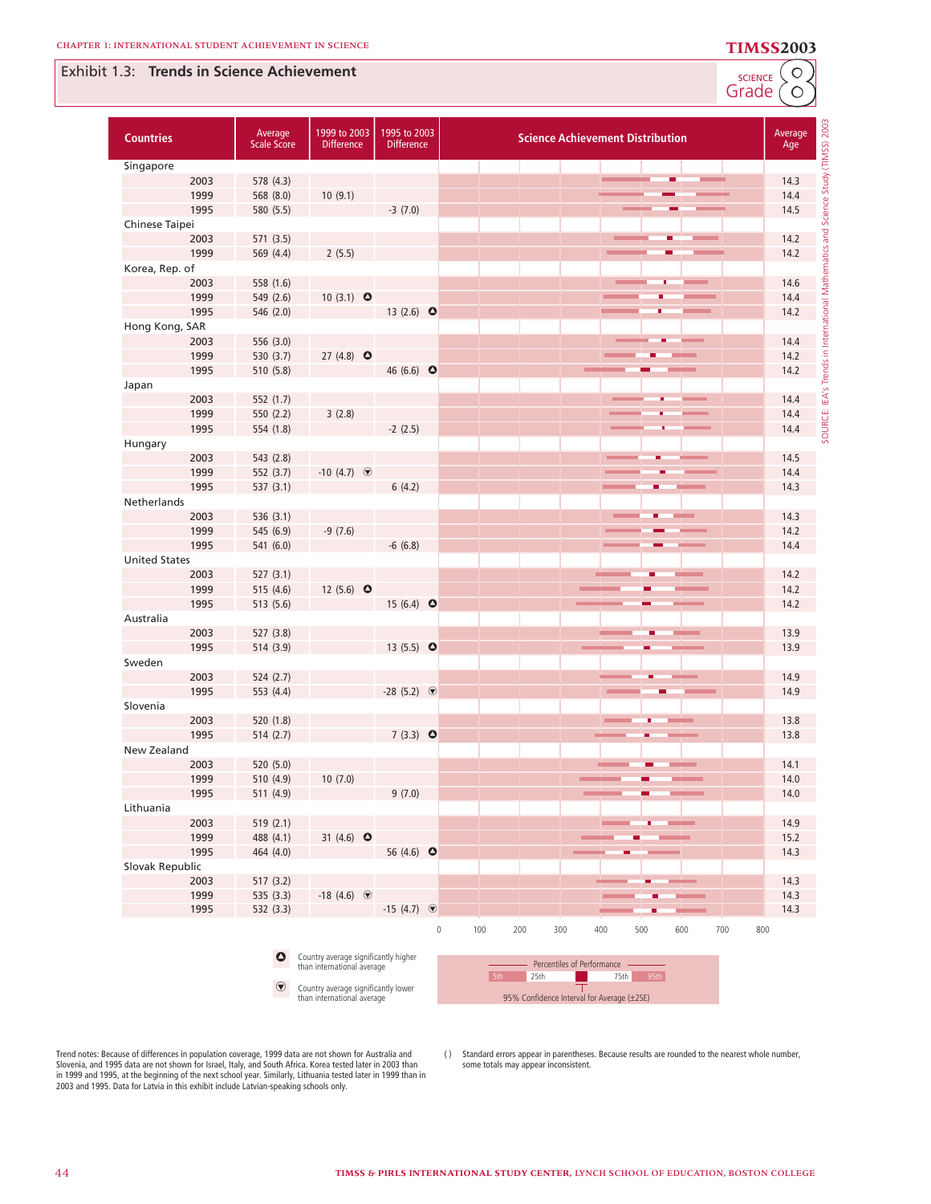## Exhibit 1.3: Trends in Science Achievement

SCIENCE Grade 8

| Countries | | Average Scale Score | 1999 to 2003 Difference | 1995 to 2003 Difference | Science Achievement Distribution | Average Age |
|---|---|---|---|---|---|---|
| Singapore | | | | | | |
| | 2003 | 578 (4.3) | | | | 14.3 |
| | 1999 | 568 (8.0) | 10 (9.1) | | | 14.4 |
| | 1995 | 580 (5.5) | | -3 (7.0) | | 14.5 |
| Chinese Taipei | | | | | | |
| | 2003 | 571 (3.5) | | | | 14.2 |
| | 1999 | 569 (4.4) | 2 (5.5) | | | 14.2 |
| Korea, Rep. of | | | | | | |
| | 2003 | 558 (1.6) | | | | 14.6 |
| | 1999 | 549 (2.6) | 10 (3.1) ▲ | | | 14.4 |
| | 1995 | 546 (2.0) | | 13 (2.6) ▲ | | 14.2 |
| Hong Kong, SAR | | | | | | |
| | 2003 | 556 (3.0) | | | | 14.4 |
| | 1999 | 530 (3.7) | 27 (4.8) ▲ | | | 14.2 |
| | 1995 | 510 (5.8) | | 46 (6.6) ▲ | | 14.2 |
| Japan | | | | | | |
| | 2003 | 552 (1.7) | | | | 14.4 |
| | 1999 | 550 (2.2) | 3 (2.8) | | | 14.4 |
| | 1995 | 554 (1.8) | | -2 (2.5) | | 14.4 |
| Hungary | | | | | | |
| | 2003 | 543 (2.8) | | | | 14.5 |
| | 1999 | 552 (3.7) | -10 (4.7) ▼ | | | 14.4 |
| | 1995 | 537 (3.1) | | 6 (4.2) | | 14.3 |
| Netherlands | | | | | | |
| | 2003 | 536 (3.1) | | | | 14.3 |
| | 1999 | 545 (6.9) | -9 (7.6) | | | 14.2 |
| | 1995 | 541 (6.0) | | -6 (6.8) | | 14.4 |
| United States | | | | | | |
| | 2003 | 527 (3.1) | | | | 14.2 |
| | 1999 | 515 (4.6) | 12 (5.6) ▲ | | | 14.2 |
| | 1995 | 513 (5.6) | | 15 (6.4) ▲ | | 14.2 |
| Australia | | | | | | |
| | 2003 | 527 (3.8) | | | | 13.9 |
| | 1995 | 514 (3.9) | | 13 (5.5) ▲ | | 13.9 |
| Sweden | | | | | | |
| | 2003 | 524 (2.7) | | | | 14.9 |
| | 1995 | 553 (4.4) | | -28 (5.2) ▼ | | 14.9 |
| Slovenia | | | | | | |
| | 2003 | 520 (1.8) | | | | 13.8 |
| | 1995 | 514 (2.7) | | 7 (3.3) ▲ | | 13.8 |
| New Zealand | | | | | | |
| | 2003 | 520 (5.0) | | | | 14.1 |
| | 1999 | 510 (4.9) | 10 (7.0) | | | 14.0 |
| | 1995 | 511 (4.9) | | 9 (7.0) | | 14.0 |
| Lithuania | | | | | | |
| | 2003 | 519 (2.1) | | | | 14.9 |
| | 1999 | 488 (4.1) | 31 (4.6) ▲ | | | 15.2 |
| | 1995 | 464 (4.0) | | 56 (4.6) ▲ | | 14.3 |
| Slovak Republic | | | | | | |
| | 2003 | 517 (3.2) | | | | 14.3 |
| | 1999 | 535 (3.3) | -18 (4.6) ▼ | | | 14.3 |
| | 1995 | 532 (3.3) | | -15 (4.7) ▼ | | 14.3 |

Scale: 0 100 200 300 400 500 600 700 800

▲ Country average significantly higher than international average

▼ Country average significantly lower than international average

Percentiles of Performance: 5th, 25th, 75th, 95th

95% Confidence Interval for Average (±2SE)

Trend notes: Because of differences in population coverage, 1999 data are not shown for Australia and Slovenia, and 1995 data are not shown for Israel, Italy, and South Africa. Korea tested later in 2003 than in 1999 and 1995, at the beginning of the next school year. Similarly, Lithuania tested later in 1999 than in 2003 and 1995. Data for Latvia in this exhibit include Latvian-speaking schools only.

( ) Standard errors appear in parentheses. Because results are rounded to the nearest whole number, some totals may appear inconsistent.

SOURCE: IEA's Trends in International Mathematics and Science Study (TIMSS) 2003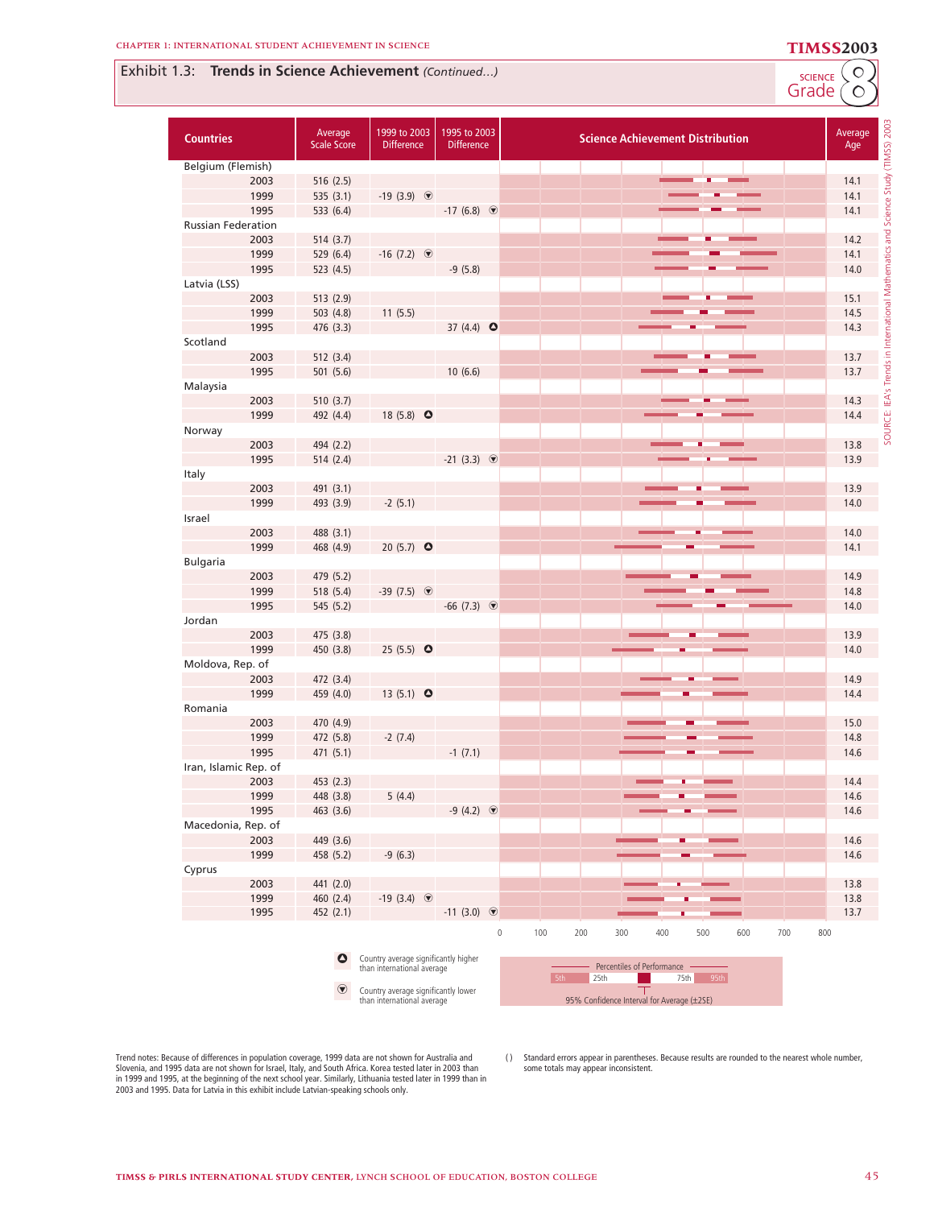## Exhibit 1.3: Trends in Science Achievement *(Continued...)*

SCIENCE Grade 8

| Countries | Average Scale Score | 1999 to 2003 Difference | 1995 to 2003 Difference | Science Achievement Distribution | Average Age |
|---|---|---|---|---|---|
| **Belgium (Flemish)** | | | | | |
| 2003 | 516 (2.5) | | | | 14.1 |
| 1999 | 535 (3.1) | -19 (3.9) ▼ | | | 14.1 |
| 1995 | 533 (6.4) | | -17 (6.8) ▼ | | 14.1 |
| **Russian Federation** | | | | | |
| 2003 | 514 (3.7) | | | | 14.2 |
| 1999 | 529 (6.4) | -16 (7.2) ▼ | | | 14.1 |
| 1995 | 523 (4.5) | | -9 (5.8) | | 14.0 |
| **Latvia (LSS)** | | | | | |
| 2003 | 513 (2.9) | | | | 15.1 |
| 1999 | 503 (4.8) | 11 (5.5) | | | 14.5 |
| 1995 | 476 (3.3) | | 37 (4.4) ▲ | | 14.3 |
| **Scotland** | | | | | |
| 2003 | 512 (3.4) | | | | 13.7 |
| 1995 | 501 (5.6) | | 10 (6.6) | | 13.7 |
| **Malaysia** | | | | | |
| 2003 | 510 (3.7) | | | | 14.3 |
| 1999 | 492 (4.4) | 18 (5.8) ▲ | | | 14.4 |
| **Norway** | | | | | |
| 2003 | 494 (2.2) | | | | 13.8 |
| 1995 | 514 (2.4) | | -21 (3.3) ▼ | | 13.9 |
| **Italy** | | | | | |
| 2003 | 491 (3.1) | | | | 13.9 |
| 1999 | 493 (3.9) | -2 (5.1) | | | 14.0 |
| **Israel** | | | | | |
| 2003 | 488 (3.1) | | | | 14.0 |
| 1999 | 468 (4.9) | 20 (5.7) ▲ | | | 14.1 |
| **Bulgaria** | | | | | |
| 2003 | 479 (5.2) | | | | 14.9 |
| 1999 | 518 (5.4) | -39 (7.5) ▼ | | | 14.8 |
| 1995 | 545 (5.2) | | -66 (7.3) ▼ | | 14.0 |
| **Jordan** | | | | | |
| 2003 | 475 (3.8) | | | | 13.9 |
| 1999 | 450 (3.8) | 25 (5.5) ▲ | | | 14.0 |
| **Moldova, Rep. of** | | | | | |
| 2003 | 472 (3.4) | | | | 14.9 |
| 1999 | 459 (4.0) | 13 (5.1) ▲ | | | 14.4 |
| **Romania** | | | | | |
| 2003 | 470 (4.9) | | | | 15.0 |
| 1999 | 472 (5.8) | -2 (7.4) | | | 14.8 |
| 1995 | 471 (5.1) | | -1 (7.1) | | 14.6 |
| **Iran, Islamic Rep. of** | | | | | |
| 2003 | 453 (2.3) | | | | 14.4 |
| 1999 | 448 (3.8) | 5 (4.4) | | | 14.6 |
| 1995 | 463 (3.6) | | -9 (4.2) ▼ | | 14.6 |
| **Macedonia, Rep. of** | | | | | |
| 2003 | 449 (3.6) | | | | 14.6 |
| 1999 | 458 (5.2) | -9 (6.3) | | | 14.6 |
| **Cyprus** | | | | | |
| 2003 | 441 (2.0) | | | | 13.8 |
| 1999 | 460 (2.4) | -19 (3.4) ▼ | | | 13.8 |
| 1995 | 452 (2.1) | | -11 (3.0) ▼ | | 13.7 |

Scale: 0 100 200 300 400 500 600 700 800

▲ Country average significantly higher than international average

▼ Country average significantly lower than international average

Percentiles of Performance: 5th, 25th, 75th, 95th

95% Confidence Interval for Average (±2SE)

Trend notes: Because of differences in population coverage, 1999 data are not shown for Australia and Slovenia, and 1995 data are not shown for Israel, Italy, and South Africa. Korea tested later in 2003 than in 1999 and 1995, at the beginning of the next school year. Similarly, Lithuania tested later in 1999 than in 2003 and 1995. Data for Latvia in this exhibit include Latvian-speaking schools only.

( ) Standard errors appear in parentheses. Because results are rounded to the nearest whole number, some totals may appear inconsistent.

SOURCE: IEA's Trends in International Mathematics and Science Study (TIMSS) 2003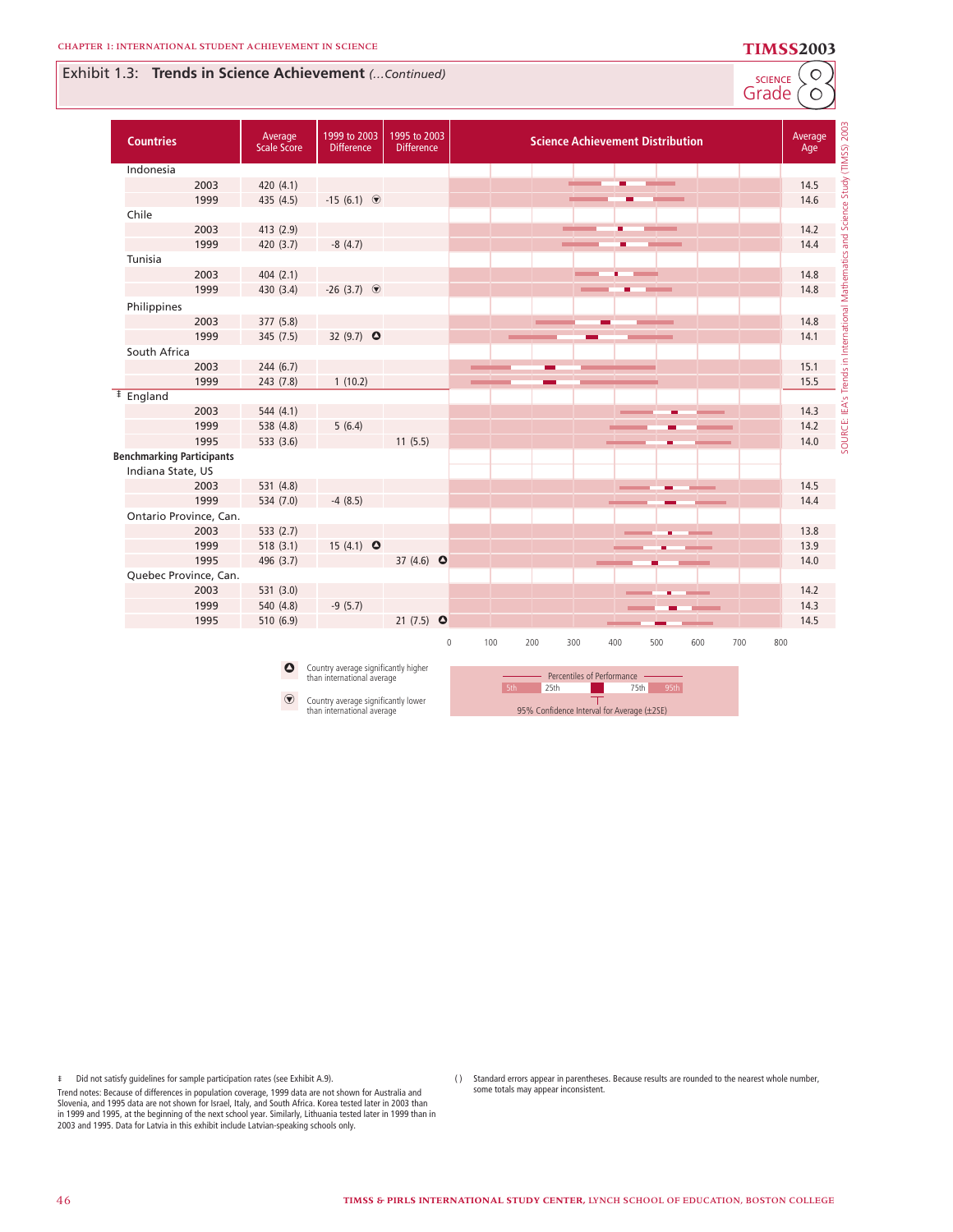## Exhibit 1.3: **Trends in Science Achievement** *(...Continued)*

SCIENCE Grade 8

| Countries | Average Scale Score | 1999 to 2003 Difference | 1995 to 2003 Difference | Science Achievement Distribution | Average Age |
|---|---|---|---|---|---|
| Indonesia | | | | | |
| 2003 | 420 (4.1) | | | | 14.5 |
| 1999 | 435 (4.5) | -15 (6.1) ▼ | | | 14.6 |
| Chile | | | | | |
| 2003 | 413 (2.9) | | | | 14.2 |
| 1999 | 420 (3.7) | -8 (4.7) | | | 14.4 |
| Tunisia | | | | | |
| 2003 | 404 (2.1) | | | | 14.8 |
| 1999 | 430 (3.4) | -26 (3.7) ▼ | | | 14.8 |
| Philippines | | | | | |
| 2003 | 377 (5.8) | | | | 14.8 |
| 1999 | 345 (7.5) | 32 (9.7) ▲ | | | 14.1 |
| South Africa | | | | | |
| 2003 | 244 (6.7) | | | | 15.1 |
| 1999 | 243 (7.8) | 1 (10.2) | | | 15.5 |
| ‡ England | | | | | |
| 2003 | 544 (4.1) | | | | 14.3 |
| 1999 | 538 (4.8) | 5 (6.4) | | | 14.2 |
| 1995 | 533 (3.6) | | 11 (5.5) | | 14.0 |
| **Benchmarking Participants** | | | | | |
| Indiana State, US | | | | | |
| 2003 | 531 (4.8) | | | | 14.5 |
| 1999 | 534 (7.0) | -4 (8.5) | | | 14.4 |
| Ontario Province, Can. | | | | | |
| 2003 | 533 (2.7) | | | | 13.8 |
| 1999 | 518 (3.1) | 15 (4.1) ▲ | | | 13.9 |
| 1995 | 496 (3.7) | | 37 (4.6) ▲ | | 14.0 |
| Quebec Province, Can. | | | | | |
| 2003 | 531 (3.0) | | | | 14.2 |
| 1999 | 540 (4.8) | -9 (5.7) | | | 14.3 |
| 1995 | 510 (6.9) | | 21 (7.5) ▲ | | 14.5 |

Scale: 0 100 200 300 400 500 600 700 800

▲ Country average significantly higher than international average

▼ Country average significantly lower than international average

Percentiles of Performance: 5th, 25th, 75th, 95th

95% Confidence Interval for Average (±2SE)

‡ Did not satisfy guidelines for sample participation rates (see Exhibit A.9).

Trend notes: Because of differences in population coverage, 1999 data are not shown for Australia and Slovenia, and 1995 data are not shown for Israel, Italy, and South Africa. Korea tested later in 2003 than in 1999 and 1995, at the beginning of the next school year. Similarly, Lithuania tested later in 1999 than in 2003 and 1995. Data for Latvia in this exhibit include Latvian-speaking schools only.

( ) Standard errors appear in parentheses. Because results are rounded to the nearest whole number, some totals may appear inconsistent.

SOURCE: IEA's Trends in International Mathematics and Science Study (TIMSS) 2003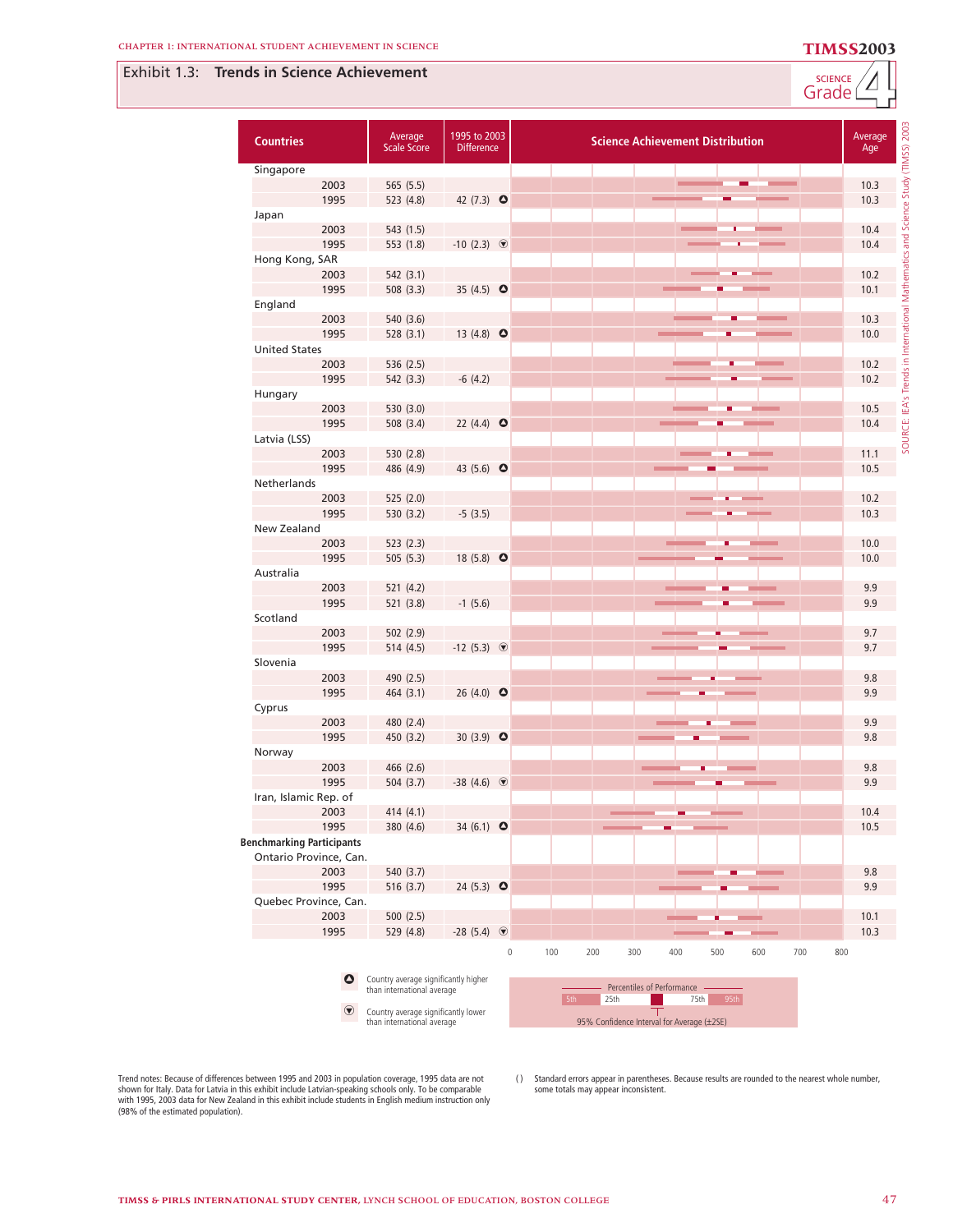## Exhibit 1.3: Trends in Science Achievement

SCIENCE Grade 4

| Countries | | Average Scale Score | 1995 to 2003 Difference | Average Age |
|---|---|---|---|---|
| Singapore | 2003 | 565 (5.5) | | 10.3 |
| | 1995 | 523 (4.8) | 42 (7.3) ▲ | 10.3 |
| Japan | 2003 | 543 (1.5) | | 10.4 |
| | 1995 | 553 (1.8) | -10 (2.3) ▼ | 10.4 |
| Hong Kong, SAR | 2003 | 542 (3.1) | | 10.2 |
| | 1995 | 508 (3.3) | 35 (4.5) ▲ | 10.1 |
| England | 2003 | 540 (3.6) | | 10.3 |
| | 1995 | 528 (3.1) | 13 (4.8) ▲ | 10.0 |
| United States | 2003 | 536 (2.5) | | 10.2 |
| | 1995 | 542 (3.3) | -6 (4.2) | 10.2 |
| Hungary | 2003 | 530 (3.0) | | 10.5 |
| | 1995 | 508 (3.4) | 22 (4.4) ▲ | 10.4 |
| Latvia (LSS) | 2003 | 530 (2.8) | | 11.1 |
| | 1995 | 486 (4.9) | 43 (5.6) ▲ | 10.5 |
| Netherlands | 2003 | 525 (2.0) | | 10.2 |
| | 1995 | 530 (3.2) | -5 (3.5) | 10.3 |
| New Zealand | 2003 | 523 (2.3) | | 10.0 |
| | 1995 | 505 (5.3) | 18 (5.8) ▲ | 10.0 |
| Australia | 2003 | 521 (4.2) | | 9.9 |
| | 1995 | 521 (3.8) | -1 (5.6) | 9.9 |
| Scotland | 2003 | 502 (2.9) | | 9.7 |
| | 1995 | 514 (4.5) | -12 (5.3) ▼ | 9.7 |
| Slovenia | 2003 | 490 (2.5) | | 9.8 |
| | 1995 | 464 (3.1) | 26 (4.0) ▲ | 9.9 |
| Cyprus | 2003 | 480 (2.4) | | 9.9 |
| | 1995 | 450 (3.2) | 30 (3.9) ▲ | 9.8 |
| Norway | 2003 | 466 (2.6) | | 9.8 |
| | 1995 | 504 (3.7) | -38 (4.6) ▼ | 9.9 |
| Iran, Islamic Rep. of | 2003 | 414 (4.1) | | 10.4 |
| | 1995 | 380 (4.6) | 34 (6.1) ▲ | 10.5 |
| **Benchmarking Participants** | | | | |
| Ontario Province, Can. | 2003 | 540 (3.7) | | 9.8 |
| | 1995 | 516 (3.7) | 24 (5.3) ▲ | 9.9 |
| Quebec Province, Can. | 2003 | 500 (2.5) | | 10.1 |
| | 1995 | 529 (4.8) | -28 (5.4) ▼ | 10.3 |

Science Achievement Distribution (scale 0–800). Percentiles of Performance: 5th, 25th, 75th, 95th; 95% Confidence Interval for Average (±2SE).

▲ Country average significantly higher than international average

▼ Country average significantly lower than international average

Trend notes: Because of differences between 1995 and 2003 in population coverage, 1995 data are not shown for Italy. Data for Latvia in this exhibit include Latvian-speaking schools only. To be comparable with 1995, 2003 data for New Zealand in this exhibit include students in English medium instruction only (98% of the estimated population).

( ) Standard errors appear in parentheses. Because results are rounded to the nearest whole number, some totals may appear inconsistent.

SOURCE: IEA's Trends in International Mathematics and Science Study (TIMSS) 2003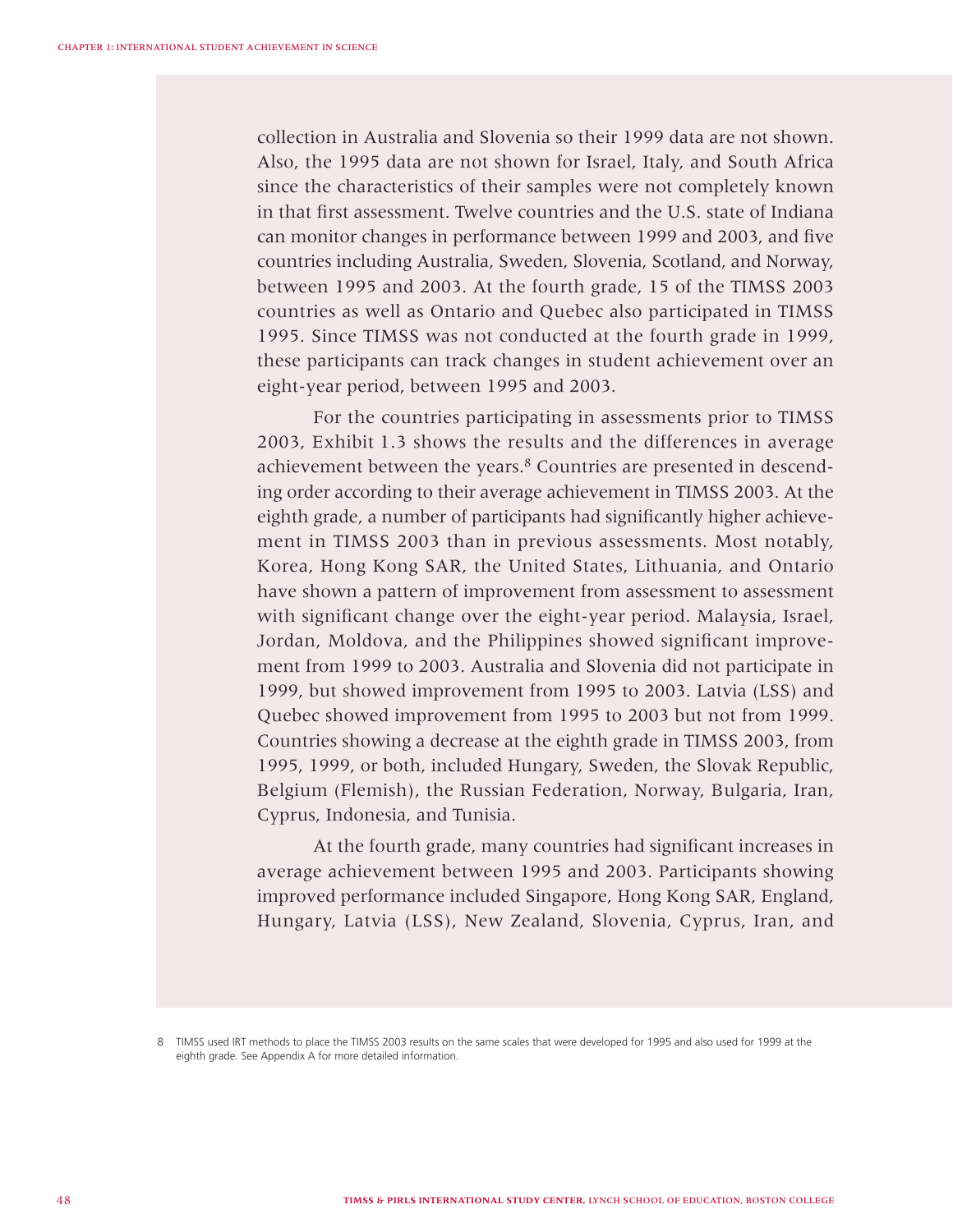collection in Australia and Slovenia so their 1999 data are not shown. Also, the 1995 data are not shown for Israel, Italy, and South Africa since the characteristics of their samples were not completely known in that first assessment. Twelve countries and the U.S. state of Indiana can monitor changes in performance between 1999 and 2003, and five countries including Australia, Sweden, Slovenia, Scotland, and Norway, between 1995 and 2003. At the fourth grade, 15 of the TIMSS 2003 countries as well as Ontario and Quebec also participated in TIMSS 1995. Since TIMSS was not conducted at the fourth grade in 1999, these participants can track changes in student achievement over an eight-year period, between 1995 and 2003.

For the countries participating in assessments prior to TIMSS 2003, Exhibit 1.3 shows the results and the differences in average achievement between the years.[8] Countries are presented in descending order according to their average achievement in TIMSS 2003. At the eighth grade, a number of participants had significantly higher achievement in TIMSS 2003 than in previous assessments. Most notably, Korea, Hong Kong SAR, the United States, Lithuania, and Ontario have shown a pattern of improvement from assessment to assessment with significant change over the eight-year period. Malaysia, Israel, Jordan, Moldova, and the Philippines showed significant improvement from 1999 to 2003. Australia and Slovenia did not participate in 1999, but showed improvement from 1995 to 2003. Latvia (LSS) and Quebec showed improvement from 1995 to 2003 but not from 1999. Countries showing a decrease at the eighth grade in TIMSS 2003, from 1995, 1999, or both, included Hungary, Sweden, the Slovak Republic, Belgium (Flemish), the Russian Federation, Norway, Bulgaria, Iran, Cyprus, Indonesia, and Tunisia.

At the fourth grade, many countries had significant increases in average achievement between 1995 and 2003. Participants showing improved performance included Singapore, Hong Kong SAR, England, Hungary, Latvia (LSS), New Zealand, Slovenia, Cyprus, Iran, and

8 TIMSS used IRT methods to place the TIMSS 2003 results on the same scales that were developed for 1995 and also used for 1999 at the eighth grade. See Appendix A for more detailed information.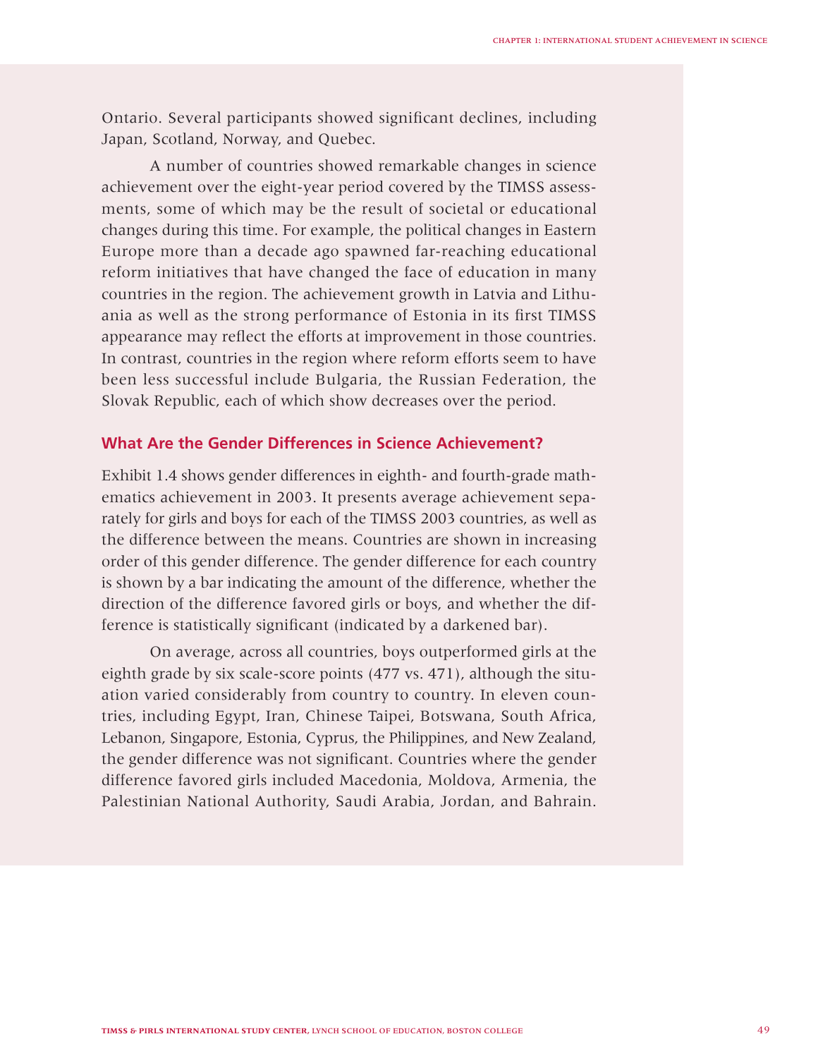Ontario. Several participants showed significant declines, including Japan, Scotland, Norway, and Quebec.

A number of countries showed remarkable changes in science achievement over the eight-year period covered by the TIMSS assessments, some of which may be the result of societal or educational changes during this time. For example, the political changes in Eastern Europe more than a decade ago spawned far-reaching educational reform initiatives that have changed the face of education in many countries in the region. The achievement growth in Latvia and Lithuania as well as the strong performance of Estonia in its first TIMSS appearance may reflect the efforts at improvement in those countries. In contrast, countries in the region where reform efforts seem to have been less successful include Bulgaria, the Russian Federation, the Slovak Republic, each of which show decreases over the period.

### What Are the Gender Differences in Science Achievement?

Exhibit 1.4 shows gender differences in eighth- and fourth-grade mathematics achievement in 2003. It presents average achievement separately for girls and boys for each of the TIMSS 2003 countries, as well as the difference between the means. Countries are shown in increasing order of this gender difference. The gender difference for each country is shown by a bar indicating the amount of the difference, whether the direction of the difference favored girls or boys, and whether the difference is statistically significant (indicated by a darkened bar).

On average, across all countries, boys outperformed girls at the eighth grade by six scale-score points (477 vs. 471), although the situation varied considerably from country to country. In eleven countries, including Egypt, Iran, Chinese Taipei, Botswana, South Africa, Lebanon, Singapore, Estonia, Cyprus, the Philippines, and New Zealand, the gender difference was not significant. Countries where the gender difference favored girls included Macedonia, Moldova, Armenia, the Palestinian National Authority, Saudi Arabia, Jordan, and Bahrain.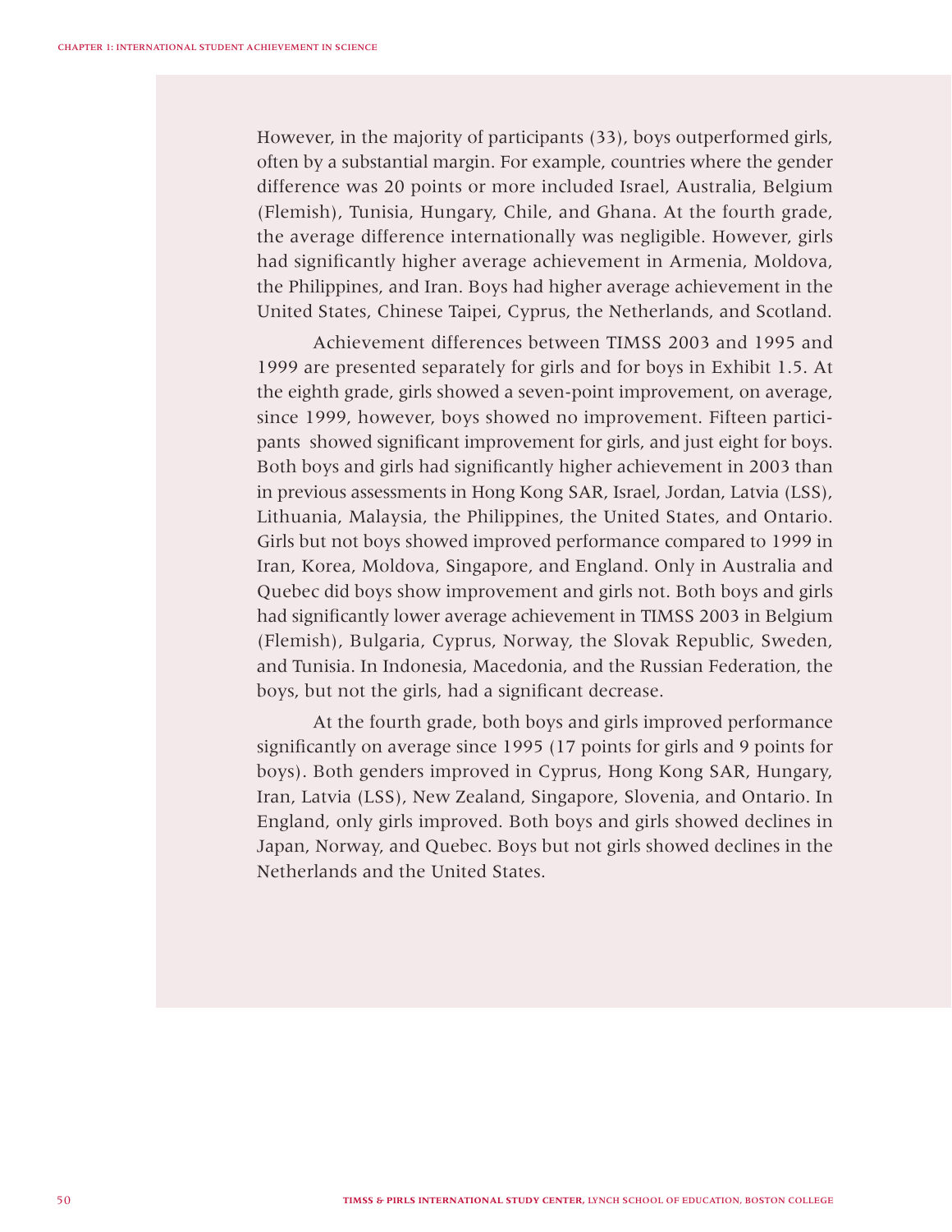However, in the majority of participants (33), boys outperformed girls, often by a substantial margin. For example, countries where the gender difference was 20 points or more included Israel, Australia, Belgium (Flemish), Tunisia, Hungary, Chile, and Ghana. At the fourth grade, the average difference internationally was negligible. However, girls had significantly higher average achievement in Armenia, Moldova, the Philippines, and Iran. Boys had higher average achievement in the United States, Chinese Taipei, Cyprus, the Netherlands, and Scotland.

Achievement differences between TIMSS 2003 and 1995 and 1999 are presented separately for girls and for boys in Exhibit 1.5. At the eighth grade, girls showed a seven-point improvement, on average, since 1999, however, boys showed no improvement. Fifteen participants showed significant improvement for girls, and just eight for boys. Both boys and girls had significantly higher achievement in 2003 than in previous assessments in Hong Kong SAR, Israel, Jordan, Latvia (LSS), Lithuania, Malaysia, the Philippines, the United States, and Ontario. Girls but not boys showed improved performance compared to 1999 in Iran, Korea, Moldova, Singapore, and England. Only in Australia and Quebec did boys show improvement and girls not. Both boys and girls had significantly lower average achievement in TIMSS 2003 in Belgium (Flemish), Bulgaria, Cyprus, Norway, the Slovak Republic, Sweden, and Tunisia. In Indonesia, Macedonia, and the Russian Federation, the boys, but not the girls, had a significant decrease.

At the fourth grade, both boys and girls improved performance significantly on average since 1995 (17 points for girls and 9 points for boys). Both genders improved in Cyprus, Hong Kong SAR, Hungary, Iran, Latvia (LSS), New Zealand, Singapore, Slovenia, and Ontario. In England, only girls improved. Both boys and girls showed declines in Japan, Norway, and Quebec. Boys but not girls showed declines in the Netherlands and the United States.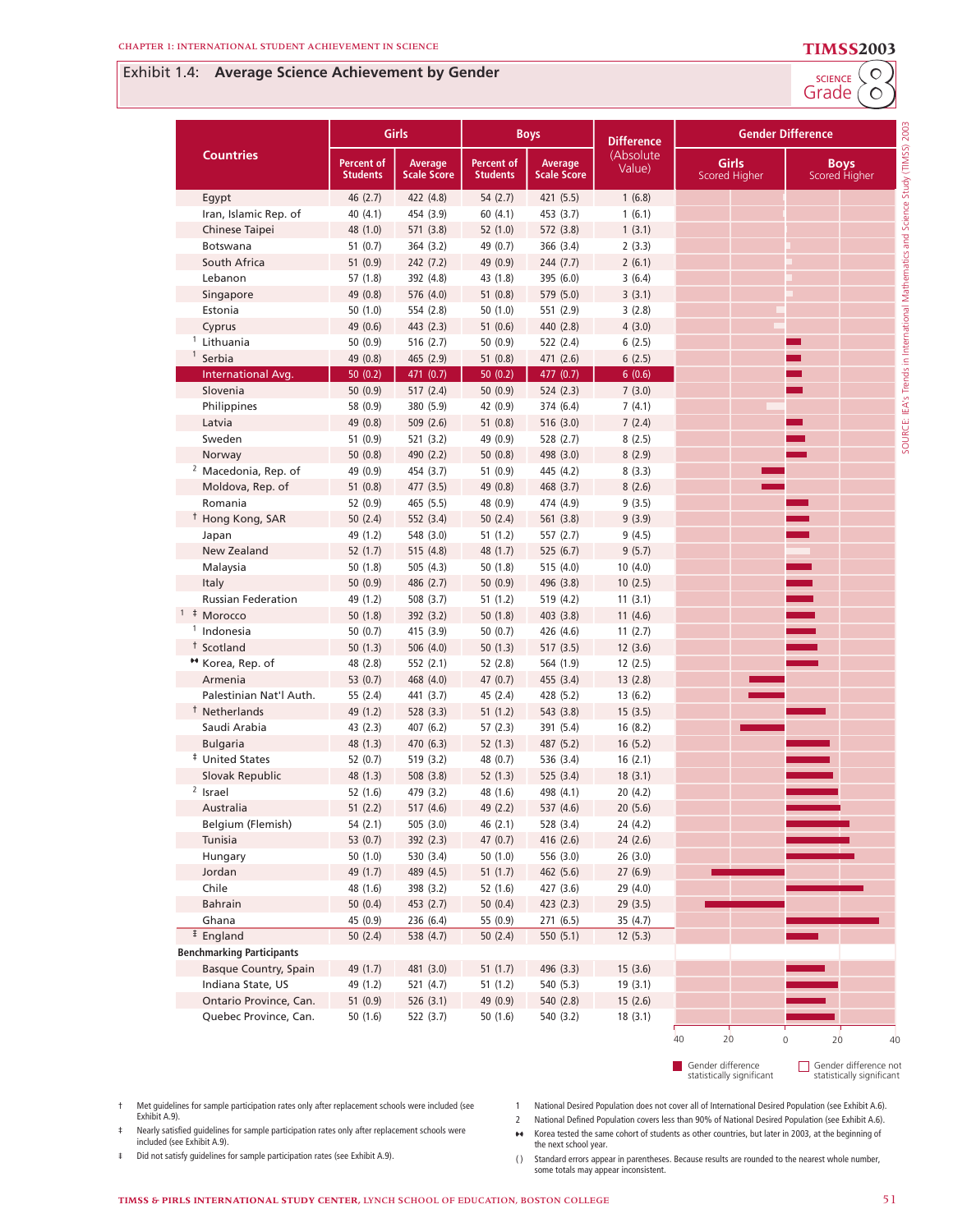## Exhibit 1.4: Average Science Achievement by Gender

| Countries | Girls | | Boys | | Difference (Absolute Value) | Gender Difference | |
|---|---|---|---|---|---|---|---|
| | Percent of Students | Average Scale Score | Percent of Students | Average Scale Score | | Girls Scored Higher | Boys Scored Higher |
| Egypt | 46 (2.7) | 422 (4.8) | 54 (2.7) | 421 (5.5) | 1 (6.8) | | |
| Iran, Islamic Rep. of | 40 (4.1) | 454 (3.9) | 60 (4.1) | 453 (3.7) | 1 (6.1) | | |
| Chinese Taipei | 48 (1.0) | 571 (3.8) | 52 (1.0) | 572 (3.8) | 1 (3.1) | | |
| Botswana | 51 (0.7) | 364 (3.2) | 49 (0.7) | 366 (3.4) | 2 (3.3) | | |
| South Africa | 51 (0.9) | 242 (7.2) | 49 (0.9) | 244 (7.7) | 2 (6.1) | | |
| Lebanon | 57 (1.8) | 392 (4.8) | 43 (1.8) | 395 (6.0) | 3 (6.4) | | |
| Singapore | 49 (0.8) | 576 (4.0) | 51 (0.8) | 579 (5.0) | 3 (3.1) | | |
| Estonia | 50 (1.0) | 554 (2.8) | 50 (1.0) | 551 (2.9) | 3 (2.8) | | |
| Cyprus | 49 (0.6) | 443 (2.3) | 51 (0.6) | 440 (2.8) | 4 (3.0) | | |
| [1] Lithuania | 50 (0.9) | 516 (2.7) | 50 (0.9) | 522 (2.4) | 6 (2.5) | | |
| [1] Serbia | 49 (0.8) | 465 (2.9) | 51 (0.8) | 471 (2.6) | 6 (2.5) | | |
| **International Avg.** | 50 (0.2) | 471 (0.7) | 50 (0.2) | 477 (0.7) | 6 (0.6) | | |
| Slovenia | 50 (0.9) | 517 (2.4) | 50 (0.9) | 524 (2.3) | 7 (3.0) | | |
| Philippines | 58 (0.9) | 380 (5.9) | 42 (0.9) | 374 (6.4) | 7 (4.1) | | |
| Latvia | 49 (0.8) | 509 (2.6) | 51 (0.8) | 516 (3.0) | 7 (2.4) | | |
| Sweden | 51 (0.9) | 521 (3.2) | 49 (0.9) | 528 (2.7) | 8 (2.5) | | |
| Norway | 50 (0.8) | 490 (2.2) | 50 (0.8) | 498 (3.0) | 8 (2.9) | | |
| [2] Macedonia, Rep. of | 49 (0.9) | 454 (3.7) | 51 (0.9) | 445 (4.2) | 8 (3.3) | | |
| Moldova, Rep. of | 51 (0.8) | 477 (3.5) | 49 (0.8) | 468 (3.7) | 8 (2.6) | | |
| Romania | 52 (0.9) | 465 (5.5) | 48 (0.9) | 474 (4.9) | 9 (3.5) | | |
| † Hong Kong, SAR | 50 (2.4) | 552 (3.4) | 50 (2.4) | 561 (3.8) | 9 (3.9) | | |
| Japan | 49 (1.2) | 548 (3.0) | 51 (1.2) | 557 (2.7) | 9 (4.5) | | |
| New Zealand | 52 (1.7) | 515 (4.8) | 48 (1.7) | 525 (6.7) | 9 (5.7) | | |
| Malaysia | 50 (1.8) | 505 (4.3) | 50 (1.8) | 515 (4.0) | 10 (4.0) | | |
| Italy | 50 (0.9) | 486 (2.7) | 50 (0.9) | 496 (3.8) | 10 (2.5) | | |
| Russian Federation | 49 (1.2) | 508 (3.7) | 51 (1.2) | 519 (4.2) | 11 (3.1) | | |
| [1] ‡ Morocco | 50 (1.8) | 392 (3.2) | 50 (1.8) | 403 (3.8) | 11 (4.6) | | |
| [1] Indonesia | 50 (0.7) | 415 (3.9) | 50 (0.7) | 426 (4.6) | 11 (2.7) | | |
| † Scotland | 50 (1.3) | 506 (4.0) | 50 (1.3) | 517 (3.5) | 12 (3.6) | | |
| ◆ Korea, Rep. of | 48 (2.8) | 552 (2.1) | 52 (2.8) | 564 (1.9) | 12 (2.5) | | |
| Armenia | 53 (0.7) | 468 (4.0) | 47 (0.7) | 455 (3.4) | 13 (2.8) | | |
| Palestinian Nat'l Auth. | 55 (2.4) | 441 (3.7) | 45 (2.4) | 428 (5.2) | 13 (6.2) | | |
| † Netherlands | 49 (1.2) | 528 (3.3) | 51 (1.2) | 543 (3.8) | 15 (3.5) | | |
| Saudi Arabia | 43 (2.3) | 407 (6.2) | 57 (2.3) | 391 (5.4) | 16 (8.2) | | |
| Bulgaria | 48 (1.3) | 470 (6.3) | 52 (1.3) | 487 (5.2) | 16 (5.2) | | |
| ‡ United States | 52 (0.7) | 519 (3.2) | 48 (0.7) | 536 (3.4) | 16 (2.1) | | |
| Slovak Republic | 48 (1.3) | 508 (3.8) | 52 (1.3) | 525 (3.4) | 18 (3.1) | | |
| [2] Israel | 52 (1.6) | 479 (3.2) | 48 (1.6) | 498 (4.1) | 20 (4.2) | | |
| Australia | 51 (2.2) | 517 (4.6) | 49 (2.2) | 537 (4.6) | 20 (5.6) | | |
| Belgium (Flemish) | 54 (2.1) | 505 (3.0) | 46 (2.1) | 528 (3.4) | 24 (4.2) | | |
| Tunisia | 53 (0.7) | 392 (2.3) | 47 (0.7) | 416 (2.6) | 24 (2.6) | | |
| Hungary | 50 (1.0) | 530 (3.4) | 50 (1.0) | 556 (3.0) | 26 (3.0) | | |
| Jordan | 49 (1.7) | 489 (4.5) | 51 (1.7) | 462 (5.6) | 27 (6.9) | | |
| Chile | 48 (1.6) | 398 (3.2) | 52 (1.6) | 427 (3.6) | 29 (4.0) | | |
| Bahrain | 50 (0.4) | 453 (2.7) | 50 (0.4) | 423 (2.3) | 29 (3.5) | | |
| Ghana | 45 (0.9) | 236 (6.4) | 55 (0.9) | 271 (6.5) | 35 (4.7) | | |
| ‡ England | 50 (2.4) | 538 (4.7) | 50 (2.4) | 550 (5.1) | 12 (5.3) | | |
| **Benchmarking Participants** | | | | | | | |
| Basque Country, Spain | 49 (1.7) | 481 (3.0) | 51 (1.7) | 496 (3.3) | 15 (3.6) | | |
| Indiana State, US | 49 (1.2) | 521 (4.7) | 51 (1.2) | 540 (5.3) | 19 (3.1) | | |
| Ontario Province, Can. | 51 (0.9) | 526 (3.1) | 49 (0.9) | 540 (2.8) | 15 (2.6) | | |
| Quebec Province, Can. | 50 (1.6) | 522 (3.7) | 50 (1.6) | 540 (3.2) | 18 (3.1) | | |

Gender difference statistically significant | Gender difference not statistically significant

SOURCE: IEA's Trends in International Mathematics and Science Study (TIMSS) 2003

† Met guidelines for sample participation rates only after replacement schools were included (see Exhibit A.9).

‡ Nearly satisfied guidelines for sample participation rates only after replacement schools were included (see Exhibit A.9).

‡ Did not satisfy guidelines for sample participation rates (see Exhibit A.9).

1 National Desired Population does not cover all of International Desired Population (see Exhibit A.6).

2 National Defined Population covers less than 90% of National Desired Population (see Exhibit A.6).

◆ Korea tested the same cohort of students as other countries, but later in 2003, at the beginning of the next school year.

( ) Standard errors appear in parentheses. Because results are rounded to the nearest whole number, some totals may appear inconsistent.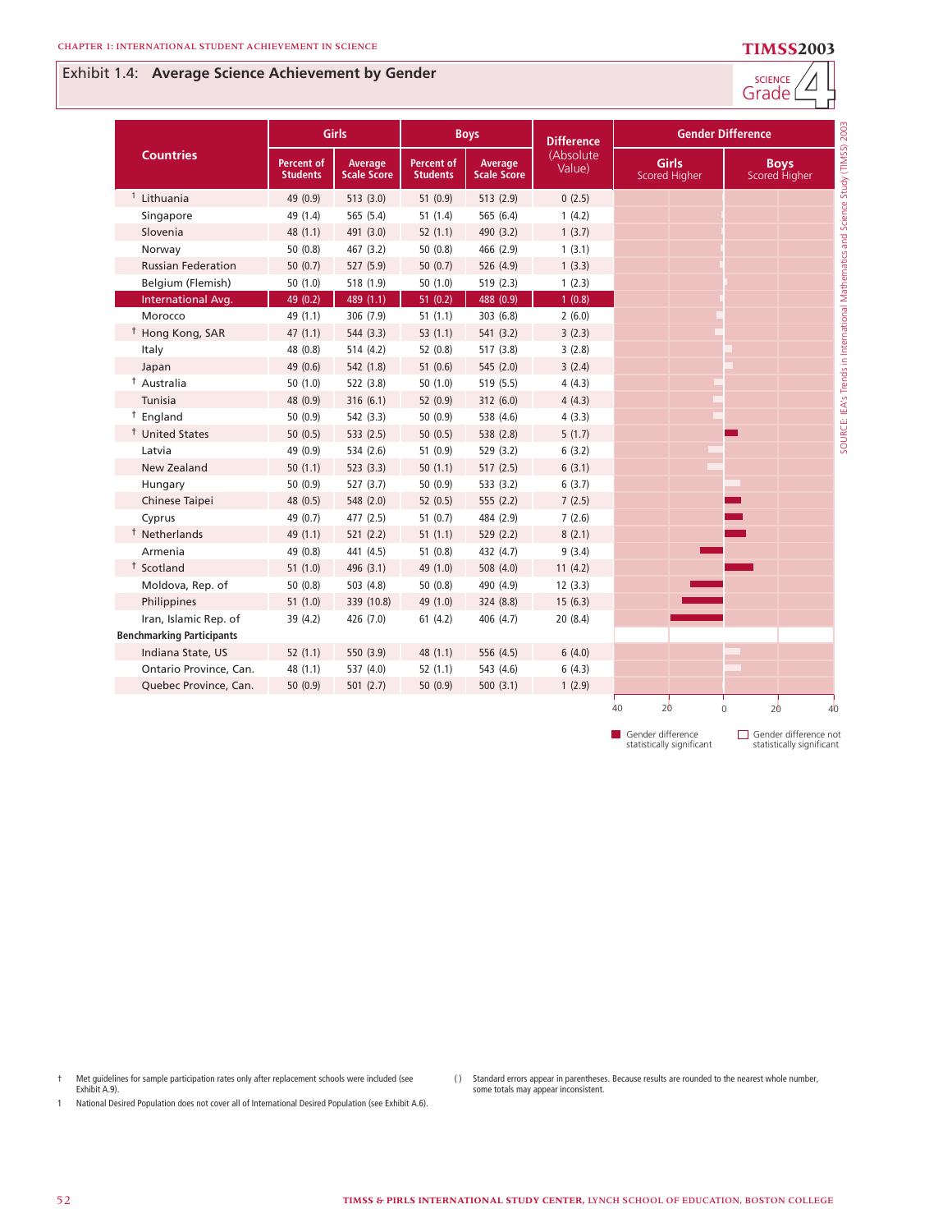## Exhibit 1.4: Average Science Achievement by Gender

SCIENCE Grade 4

| Countries | Girls | | Boys | | Difference (Absolute Value) | Gender Difference |
|---|---|---|---|---|---|---|
| | Percent of Students | Average Scale Score | Percent of Students | Average Scale Score | | Girls Scored Higher / Boys Scored Higher |
| [1] Lithuania | 49 (0.9) | 513 (3.0) | 51 (0.9) | 513 (2.9) | 0 (2.5) | |
| Singapore | 49 (1.4) | 565 (5.4) | 51 (1.4) | 565 (6.4) | 1 (4.2) | |
| Slovenia | 48 (1.1) | 491 (3.0) | 52 (1.1) | 490 (3.2) | 1 (3.7) | |
| Norway | 50 (0.8) | 467 (3.2) | 50 (0.8) | 466 (2.9) | 1 (3.1) | |
| Russian Federation | 50 (0.7) | 527 (5.9) | 50 (0.7) | 526 (4.9) | 1 (3.3) | |
| Belgium (Flemish) | 50 (1.0) | 518 (1.9) | 50 (1.0) | 519 (2.3) | 1 (2.3) | |
| International Avg. | 49 (0.2) | 489 (1.1) | 51 (0.2) | 488 (0.9) | 1 (0.8) | |
| Morocco | 49 (1.1) | 306 (7.9) | 51 (1.1) | 303 (6.8) | 2 (6.0) | |
| † Hong Kong, SAR | 47 (1.1) | 544 (3.3) | 53 (1.1) | 541 (3.2) | 3 (2.3) | |
| Italy | 48 (0.8) | 514 (4.2) | 52 (0.8) | 517 (3.8) | 3 (2.8) | |
| Japan | 49 (0.6) | 542 (1.8) | 51 (0.6) | 545 (2.0) | 3 (2.4) | |
| † Australia | 50 (1.0) | 522 (3.8) | 50 (1.0) | 519 (5.5) | 4 (4.3) | |
| Tunisia | 48 (0.9) | 316 (6.1) | 52 (0.9) | 312 (6.0) | 4 (4.3) | |
| † England | 50 (0.9) | 542 (3.3) | 50 (0.9) | 538 (4.6) | 4 (3.3) | |
| † United States | 50 (0.5) | 533 (2.5) | 50 (0.5) | 538 (2.8) | 5 (1.7) | |
| Latvia | 49 (0.9) | 534 (2.6) | 51 (0.9) | 529 (3.2) | 6 (3.2) | |
| New Zealand | 50 (1.1) | 523 (3.3) | 50 (1.1) | 517 (2.5) | 6 (3.1) | |
| Hungary | 50 (0.9) | 527 (3.7) | 50 (0.9) | 533 (3.2) | 6 (3.7) | |
| Chinese Taipei | 48 (0.5) | 548 (2.0) | 52 (0.5) | 555 (2.2) | 7 (2.5) | |
| Cyprus | 49 (0.7) | 477 (2.5) | 51 (0.7) | 484 (2.9) | 7 (2.6) | |
| † Netherlands | 49 (1.1) | 521 (2.2) | 51 (1.1) | 529 (2.2) | 8 (2.1) | |
| Armenia | 49 (0.8) | 441 (4.5) | 51 (0.8) | 432 (4.7) | 9 (3.4) | |
| † Scotland | 51 (1.0) | 496 (3.1) | 49 (1.0) | 508 (4.0) | 11 (4.2) | |
| Moldova, Rep. of | 50 (0.8) | 503 (4.8) | 50 (0.8) | 490 (4.9) | 12 (3.3) | |
| Philippines | 51 (1.0) | 339 (10.8) | 49 (1.0) | 324 (8.8) | 15 (6.3) | |
| Iran, Islamic Rep. of | 39 (4.2) | 426 (7.0) | 61 (4.2) | 406 (4.7) | 20 (8.4) | |
| **Benchmarking Participants** | | | | | | |
| Indiana State, US | 52 (1.1) | 550 (3.9) | 48 (1.1) | 556 (4.5) | 6 (4.0) | |
| Ontario Province, Can. | 48 (1.1) | 537 (4.0) | 52 (1.1) | 543 (4.6) | 6 (4.3) | |
| Quebec Province, Can. | 50 (0.9) | 501 (2.7) | 50 (0.9) | 500 (3.1) | 1 (2.9) | |

Gender difference statistically significant / Gender difference not statistically significant

SOURCE: IEA's Trends in International Mathematics and Science Study (TIMSS) 2003

† Met guidelines for sample participation rates only after replacement schools were included (see Exhibit A.9).

1 National Desired Population does not cover all of International Desired Population (see Exhibit A.6).

( ) Standard errors appear in parentheses. Because results are rounded to the nearest whole number, some totals may appear inconsistent.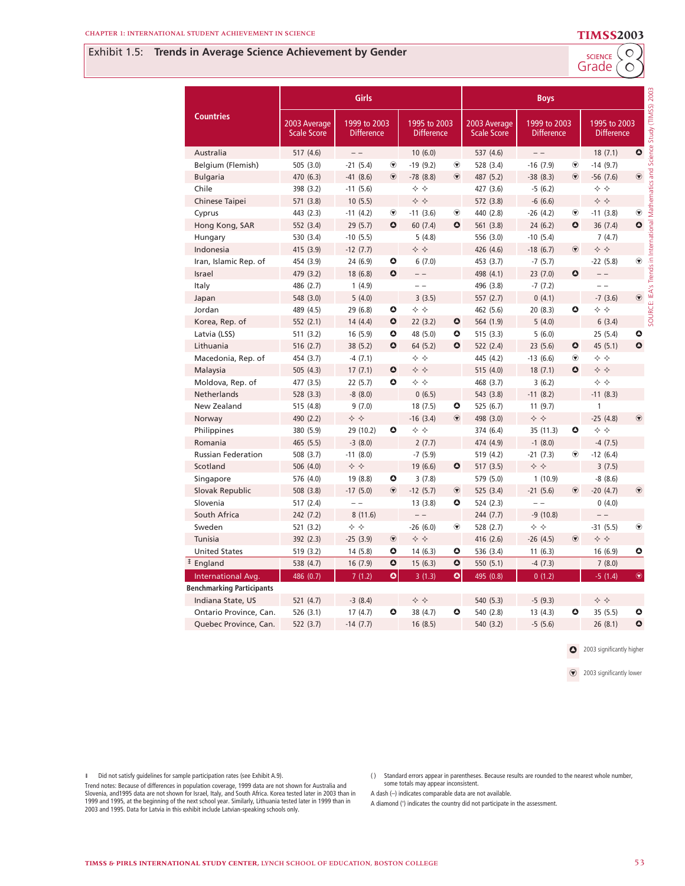# Exhibit 1.5: Trends in Average Science Achievement by Gender

SCIENCE Grade 8

| Countries | Girls | | | | | Boys | | | | |
|---|---|---|---|---|---|---|---|---|---|---|
| | 2003 Average Scale Score | 1999 to 2003 Difference | | 1995 to 2003 Difference | | 2003 Average Scale Score | 1999 to 2003 Difference | | 1995 to 2003 Difference | |
| Australia | 517 (4.6) | – – | | 10 (6.0) | | 537 (4.6) | – – | | 18 (7.1) | ▲ |
| Belgium (Flemish) | 505 (3.0) | -21 (5.4) | ▼ | -19 (9.2) | ▼ | 528 (3.4) | -16 (7.9) | ▼ | -14 (9.7) | |
| Bulgaria | 470 (6.3) | -41 (8.6) | ▼ | -78 (8.8) | ▼ | 487 (5.2) | -38 (8.3) | ▼ | -56 (7.6) | ▼ |
| Chile | 398 (3.2) | -11 (5.6) | | ◇ ◇ | | 427 (3.6) | -5 (6.2) | | ◇ ◇ | |
| Chinese Taipei | 571 (3.8) | 10 (5.5) | | ◇ ◇ | | 572 (3.8) | -6 (6.6) | | ◇ ◇ | |
| Cyprus | 443 (2.3) | -11 (4.2) | ▼ | -11 (3.6) | ▼ | 440 (2.8) | -26 (4.2) | ▼ | -11 (3.8) | ▼ |
| Hong Kong, SAR | 552 (3.4) | 29 (5.7) | ▲ | 60 (7.4) | ▲ | 561 (3.8) | 24 (6.2) | ▲ | 36 (7.4) | ▲ |
| Hungary | 530 (3.4) | -10 (5.5) | | 5 (4.8) | | 556 (3.0) | -10 (5.4) | | 7 (4.7) | |
| Indonesia | 415 (3.9) | -12 (7.7) | | ◇ ◇ | | 426 (4.6) | -18 (6.7) | ▼ | ◇ ◇ | |
| Iran, Islamic Rep. of | 454 (3.9) | 24 (6.9) | ▲ | 6 (7.0) | | 453 (3.7) | -7 (5.7) | | -22 (5.8) | ▼ |
| Israel | 479 (3.2) | 18 (6.8) | ▲ | – – | | 498 (4.1) | 23 (7.0) | ▲ | – – | |
| Italy | 486 (2.7) | 1 (4.9) | | – – | | 496 (3.8) | -7 (7.2) | | – – | |
| Japan | 548 (3.0) | 5 (4.0) | | 3 (3.5) | | 557 (2.7) | 0 (4.1) | | -7 (3.6) | ▼ |
| Jordan | 489 (4.5) | 29 (6.8) | ▲ | ◇ ◇ | | 462 (5.6) | 20 (8.3) | ▲ | ◇ ◇ | |
| Korea, Rep. of | 552 (2.1) | 14 (4.4) | ▲ | 22 (3.2) | ▲ | 564 (1.9) | 5 (4.0) | | 6 (3.4) | |
| Latvia (LSS) | 511 (3.2) | 16 (5.9) | ▲ | 48 (5.0) | ▲ | 515 (3.3) | 5 (6.0) | | 25 (5.4) | ▲ |
| Lithuania | 516 (2.7) | 38 (5.2) | ▲ | 64 (5.2) | ▲ | 522 (2.4) | 23 (5.6) | ▲ | 45 (5.1) | ▲ |
| Macedonia, Rep. of | 454 (3.7) | -4 (7.1) | | ◇ ◇ | | 445 (4.2) | -13 (6.6) | ▼ | ◇ ◇ | |
| Malaysia | 505 (4.3) | 17 (7.1) | ▲ | ◇ ◇ | | 515 (4.0) | 18 (7.1) | ▲ | ◇ ◇ | |
| Moldova, Rep. of | 477 (3.5) | 22 (5.7) | ▲ | ◇ ◇ | | 468 (3.7) | 3 (6.2) | | ◇ ◇ | |
| Netherlands | 528 (3.3) | -8 (8.0) | | 0 (6.5) | | 543 (3.8) | -11 (8.2) | | -11 (8.3) | |
| New Zealand | 515 (4.8) | 9 (7.0) | | 18 (7.5) | ▲ | 525 (6.7) | 11 (9.7) | | 1 | |
| Norway | 490 (2.2) | ◇ ◇ | | -16 (3.4) | ▼ | 498 (3.0) | ◇ ◇ | | -25 (4.8) | ▼ |
| Philippines | 380 (5.9) | 29 (10.2) | ▲ | ◇ ◇ | | 374 (6.4) | 35 (11.3) | ▲ | ◇ ◇ | |
| Romania | 465 (5.5) | -3 (8.0) | | 2 (7.7) | | 474 (4.9) | -1 (8.0) | | -4 (7.5) | |
| Russian Federation | 508 (3.7) | -11 (8.0) | | -7 (5.9) | | 519 (4.2) | -21 (7.3) | ▼ | -12 (6.4) | |
| Scotland | 506 (4.0) | ◇ ◇ | | 19 (6.6) | ▲ | 517 (3.5) | ◇ ◇ | | 3 (7.5) | |
| Singapore | 576 (4.0) | 19 (8.8) | ▲ | 3 (7.8) | | 579 (5.0) | 1 (10.9) | | -8 (8.6) | |
| Slovak Republic | 508 (3.8) | -17 (5.0) | ▼ | -12 (5.7) | ▼ | 525 (3.4) | -21 (5.6) | ▼ | -20 (4.7) | ▼ |
| Slovenia | 517 (2.4) | – – | | 13 (3.8) | ▲ | 524 (2.3) | – – | | 0 (4.0) | |
| South Africa | 242 (7.2) | 8 (11.6) | | – – | | 244 (7.7) | -9 (10.8) | | – – | |
| Sweden | 521 (3.2) | ◇ ◇ | | -26 (6.0) | ▼ | 528 (2.7) | ◇ ◇ | | -31 (5.5) | ▼ |
| Tunisia | 392 (2.3) | -25 (3.9) | ▼ | ◇ ◇ | | 416 (2.6) | -26 (4.5) | ▼ | ◇ ◇ | |
| United States | 519 (3.2) | 14 (5.8) | ▲ | 14 (6.3) | ▲ | 536 (3.4) | 11 (6.3) | | 16 (6.9) | ▲ |
| ‡ England | 538 (4.7) | 16 (7.9) | ▲ | 15 (6.3) | ▲ | 550 (5.1) | -4 (7.3) | | 7 (8.0) | |
| International Avg. | 486 (0.7) | 7 (1.2) | ▲ | 3 (1.3) | ▲ | 495 (0.8) | 0 (1.2) | | -5 (1.4) | ▼ |
| **Benchmarking Participants** | | | | | | | | | | |
| Indiana State, US | 521 (4.7) | -3 (8.4) | | ◇ ◇ | | 540 (5.3) | -5 (9.3) | | ◇ ◇ | |
| Ontario Province, Can. | 526 (3.1) | 17 (4.7) | ▲ | 38 (4.7) | ▲ | 540 (2.8) | 13 (4.3) | ▲ | 35 (5.5) | ▲ |
| Quebec Province, Can. | 522 (3.7) | -14 (7.7) | | 16 (8.5) | | 540 (3.2) | -5 (5.6) | | 26 (8.1) | ▲ |

▲ 2003 significantly higher

▼ 2003 significantly lower

SOURCE: IEA's Trends in International Mathematics and Science Study (TIMSS) 2003

‡ Did not satisfy guidelines for sample participation rates (see Exhibit A.9).

Trend notes: Because of differences in population coverage, 1999 data are not shown for Australia and Slovenia, and1995 data are not shown for Israel, Italy, and South Africa. Korea tested later in 2003 than in 1999 and 1995, at the beginning of the next school year. Similarly, Lithuania tested later in 1999 than in 2003 and 1995. Data for Latvia in this exhibit include Latvian-speaking schools only.

( ) Standard errors appear in parentheses. Because results are rounded to the nearest whole number, some totals may appear inconsistent.

A dash (–) indicates comparable data are not available.

A diamond (◇) indicates the country did not participate in the assessment.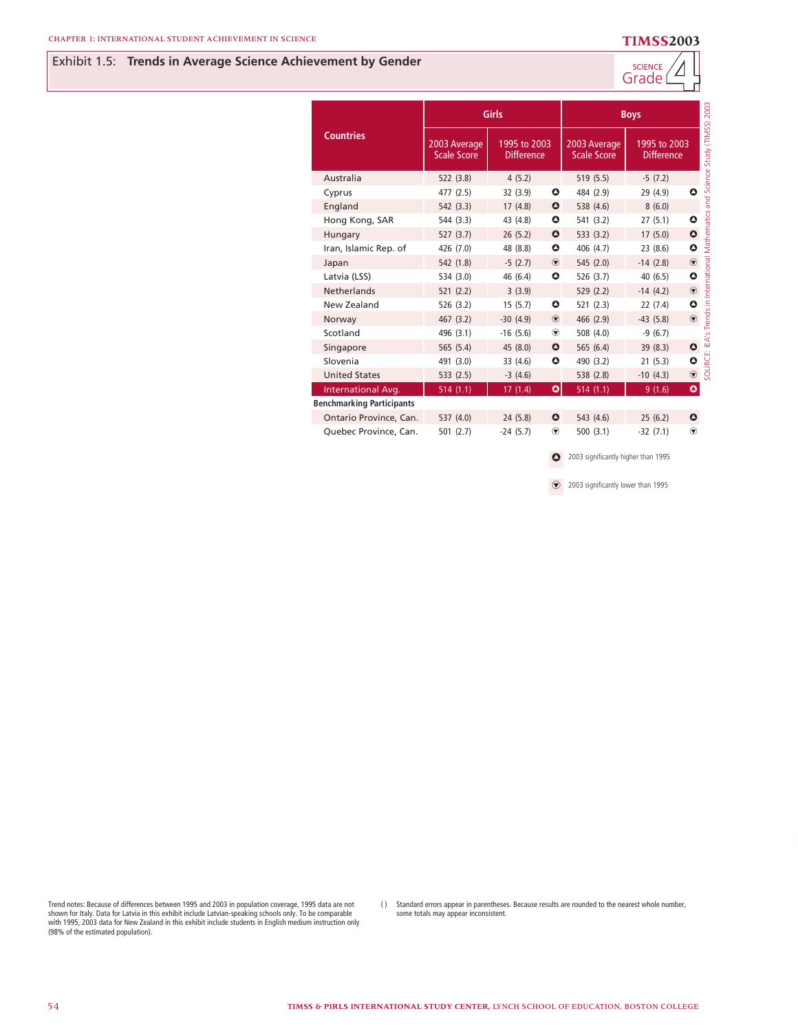## Exhibit 1.5: **Trends in Average Science Achievement by Gender**

SCIENCE Grade 4

| Countries | Girls | | | Boys | | |
|---|---|---|---|---|---|---|
| | 2003 Average Scale Score | 1995 to 2003 Difference | | 2003 Average Scale Score | 1995 to 2003 Difference | |
| Australia | 522 (3.8) | 4 (5.2) | | 519 (5.5) | -5 (7.2) | |
| Cyprus | 477 (2.5) | 32 (3.9) | ▲ | 484 (2.9) | 29 (4.9) | ▲ |
| England | 542 (3.3) | 17 (4.8) | ▲ | 538 (4.6) | 8 (6.0) | |
| Hong Kong, SAR | 544 (3.3) | 43 (4.8) | ▲ | 541 (3.2) | 27 (5.1) | ▲ |
| Hungary | 527 (3.7) | 26 (5.2) | ▲ | 533 (3.2) | 17 (5.0) | ▲ |
| Iran, Islamic Rep. of | 426 (7.0) | 48 (8.8) | ▲ | 406 (4.7) | 23 (8.6) | ▲ |
| Japan | 542 (1.8) | -5 (2.7) | ▼ | 545 (2.0) | -14 (2.8) | ▼ |
| Latvia (LSS) | 534 (3.0) | 46 (6.4) | ▲ | 526 (3.7) | 40 (6.5) | ▲ |
| Netherlands | 521 (2.2) | 3 (3.9) | | 529 (2.2) | -14 (4.2) | ▼ |
| New Zealand | 526 (3.2) | 15 (5.7) | ▲ | 521 (2.3) | 22 (7.4) | ▲ |
| Norway | 467 (3.2) | -30 (4.9) | ▼ | 466 (2.9) | -43 (5.8) | ▼ |
| Scotland | 496 (3.1) | -16 (5.6) | ▼ | 508 (4.0) | -9 (6.7) | |
| Singapore | 565 (5.4) | 45 (8.0) | ▲ | 565 (6.4) | 39 (8.3) | ▲ |
| Slovenia | 491 (3.0) | 33 (4.6) | ▲ | 490 (3.2) | 21 (5.3) | ▲ |
| United States | 533 (2.5) | -3 (4.6) | | 538 (2.8) | -10 (4.3) | ▼ |
| International Avg. | 514 (1.1) | 17 (1.4) | ▲ | 514 (1.1) | 9 (1.6) | ▲ |
| **Benchmarking Participants** | | | | | | |
| Ontario Province, Can. | 537 (4.0) | 24 (5.8) | ▲ | 543 (4.6) | 25 (6.2) | ▲ |
| Quebec Province, Can. | 501 (2.7) | -24 (5.7) | ▼ | 500 (3.1) | -32 (7.1) | ▼ |

▲ 2003 significantly higher than 1995

▼ 2003 significantly lower than 1995

SOURCE: IEA's Trends in International Mathematics and Science Study (TIMSS) 2003

Trend notes: Because of differences between 1995 and 2003 in population coverage, 1995 data are not shown for Italy. Data for Latvia in this exhibit include Latvian-speaking schools only. To be comparable with 1995, 2003 data for New Zealand in this exhibit include students in English medium instruction only (98% of the estimated population).

( ) Standard errors appear in parentheses. Because results are rounded to the nearest whole number, some totals may appear inconsistent.